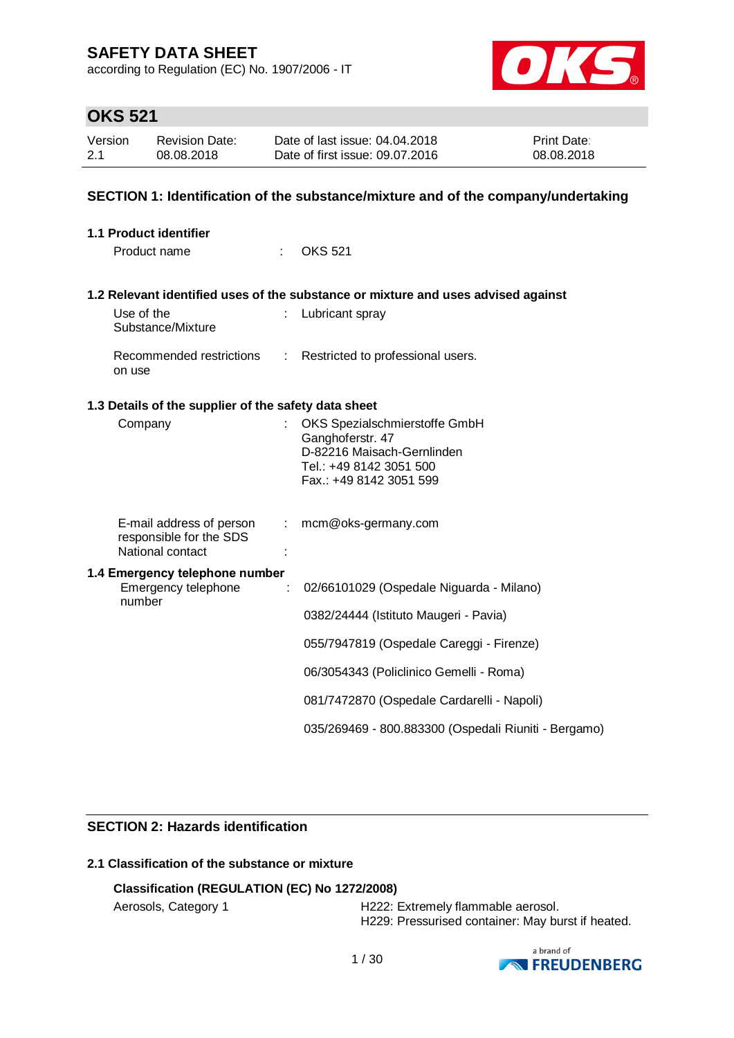# SAFETY DATA SHEET

according to Regulation (EC) No. 1907/2006 - IT

## OKS 521

| Version | Revision Date: | Date of last issue: 04.04.2018 | Print Date: |
|---|---|---|---|
| 2.1 | 08.08.2018 | Date of first issue: 09.07.2016 | 08.08.2018 |

## SECTION 1: Identification of the substance/mixture and of the company/undertaking

### 1.1 Product identifier

Product name : OKS 521

### 1.2 Relevant identified uses of the substance or mixture and uses advised against

Use of the Substance/Mixture : Lubricant spray

Recommended restrictions on use : Restricted to professional users.

### 1.3 Details of the supplier of the safety data sheet

Company : OKS Spezialschmierstoffe GmbH
Ganghoferstr. 47
D-82216 Maisach-Gernlinden
Tel.: +49 8142 3051 500
Fax.: +49 8142 3051 599

E-mail address of person responsible for the SDS : mcm@oks-germany.com

National contact :

### 1.4 Emergency telephone number

Emergency telephone number : 02/66101029 (Ospedale Niguarda - Milano)

0382/24444 (Istituto Maugeri - Pavia)

055/7947819 (Ospedale Careggi - Firenze)

06/3054343 (Policlinico Gemelli - Roma)

081/7472870 (Ospedale Cardarelli - Napoli)

035/269469 - 800.883300 (Ospedali Riuniti - Bergamo)

## SECTION 2: Hazards identification

### 2.1 Classification of the substance or mixture

**Classification (REGULATION (EC) No 1272/2008)**

Aerosols, Category 1 H222: Extremely flammable aerosol.
H229: Pressurised container: May burst if heated.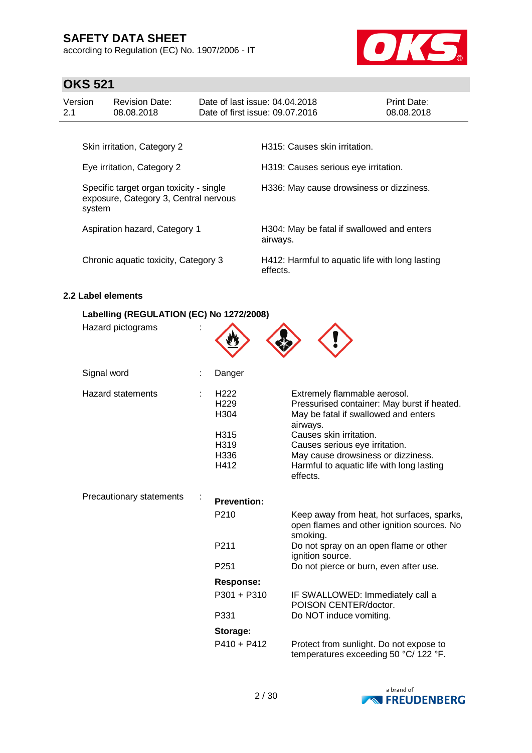| | |
|---|---|
| Skin irritation, Category 2 | H315: Causes skin irritation. |
| Eye irritation, Category 2 | H319: Causes serious eye irritation. |
| Specific target organ toxicity - single exposure, Category 3, Central nervous system | H336: May cause drowsiness or dizziness. |
| Aspiration hazard, Category 1 | H304: May be fatal if swallowed and enters airways. |
| Chronic aquatic toxicity, Category 3 | H412: Harmful to aquatic life with long lasting effects. |

### 2.2 Label elements

**Labelling (REGULATION (EC) No 1272/2008)**

Hazard pictograms :

Signal word : Danger

Hazard statements :

| | |
|---|---|
| H222 | Extremely flammable aerosol. |
| H229 | Pressurised container: May burst if heated. |
| H304 | May be fatal if swallowed and enters airways. |
| H315 | Causes skin irritation. |
| H319 | Causes serious eye irritation. |
| H336 | May cause drowsiness or dizziness. |
| H412 | Harmful to aquatic life with long lasting effects. |

Precautionary statements :

**Prevention:**

| | |
|---|---|
| P210 | Keep away from heat, hot surfaces, sparks, open flames and other ignition sources. No smoking. |
| P211 | Do not spray on an open flame or other ignition source. |
| P251 | Do not pierce or burn, even after use. |

**Response:**

| | |
|---|---|
| P301 + P310 | IF SWALLOWED: Immediately call a POISON CENTER/doctor. |
| P331 | Do NOT induce vomiting. |

**Storage:**

| | |
|---|---|
| P410 + P412 | Protect from sunlight. Do not expose to temperatures exceeding 50 °C/ 122 °F. |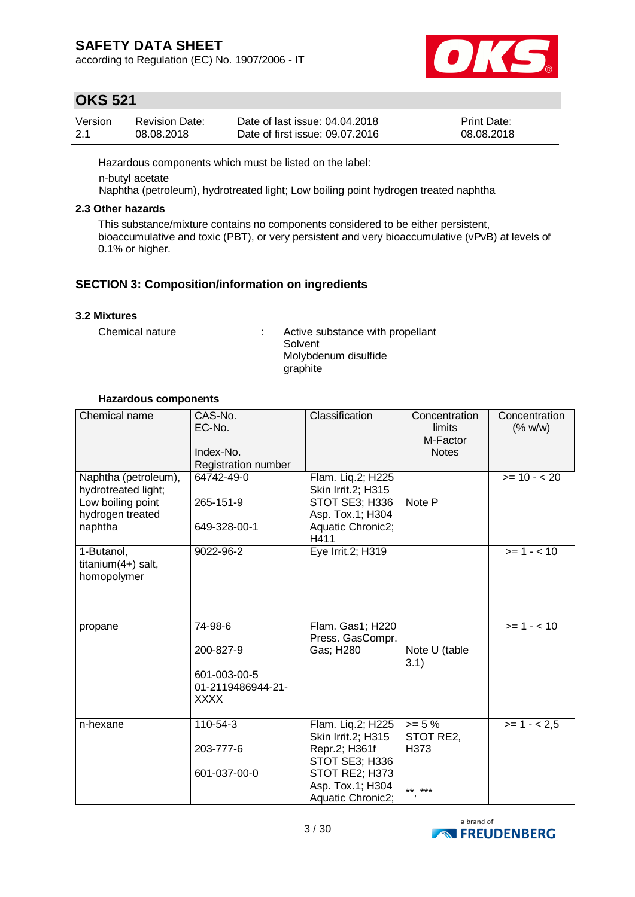Hazardous components which must be listed on the label:

n-butyl acetate
Naphtha (petroleum), hydrotreated light; Low boiling point hydrogen treated naphtha

### 2.3 Other hazards

This substance/mixture contains no components considered to be either persistent, bioaccumulative and toxic (PBT), or very persistent and very bioaccumulative (vPvB) at levels of 0.1% or higher.

## SECTION 3: Composition/information on ingredients

### 3.2 Mixtures

Chemical nature : Active substance with propellant
Solvent
Molybdenum disulfide
graphite

**Hazardous components**

| Chemical name | CAS-No.<br>EC-No.<br>Index-No.<br>Registration number | Classification | Concentration limits<br>M-Factor<br>Notes | Concentration (% w/w) |
|---|---|---|---|---|
| Naphtha (petroleum), hydrotreated light; Low boiling point hydrogen treated naphtha | 64742-49-0<br>265-151-9<br>649-328-00-1 | Flam. Liq.2; H225<br>Skin Irrit.2; H315<br>STOT SE3; H336<br>Asp. Tox.1; H304<br>Aquatic Chronic2; H411 | Note P | >= 10 - < 20 |
| 1-Butanol, titanium(4+) salt, homopolymer | 9022-96-2 | Eye Irrit.2; H319 | | >= 1 - < 10 |
| propane | 74-98-6<br>200-827-9<br>601-003-00-5<br>01-2119486944-21-XXXX | Flam. Gas1; H220<br>Press. GasCompr. Gas; H280 | Note U (table 3.1) | >= 1 - < 10 |
| n-hexane | 110-54-3<br>203-777-6<br>601-037-00-0 | Flam. Liq.2; H225<br>Skin Irrit.2; H315<br>Repr.2; H361f<br>STOT SE3; H336<br>STOT RE2; H373<br>Asp. Tox.1; H304<br>Aquatic Chronic2; | >= 5 %<br>STOT RE2, H373<br>**, *** | >= 1 - < 2,5 |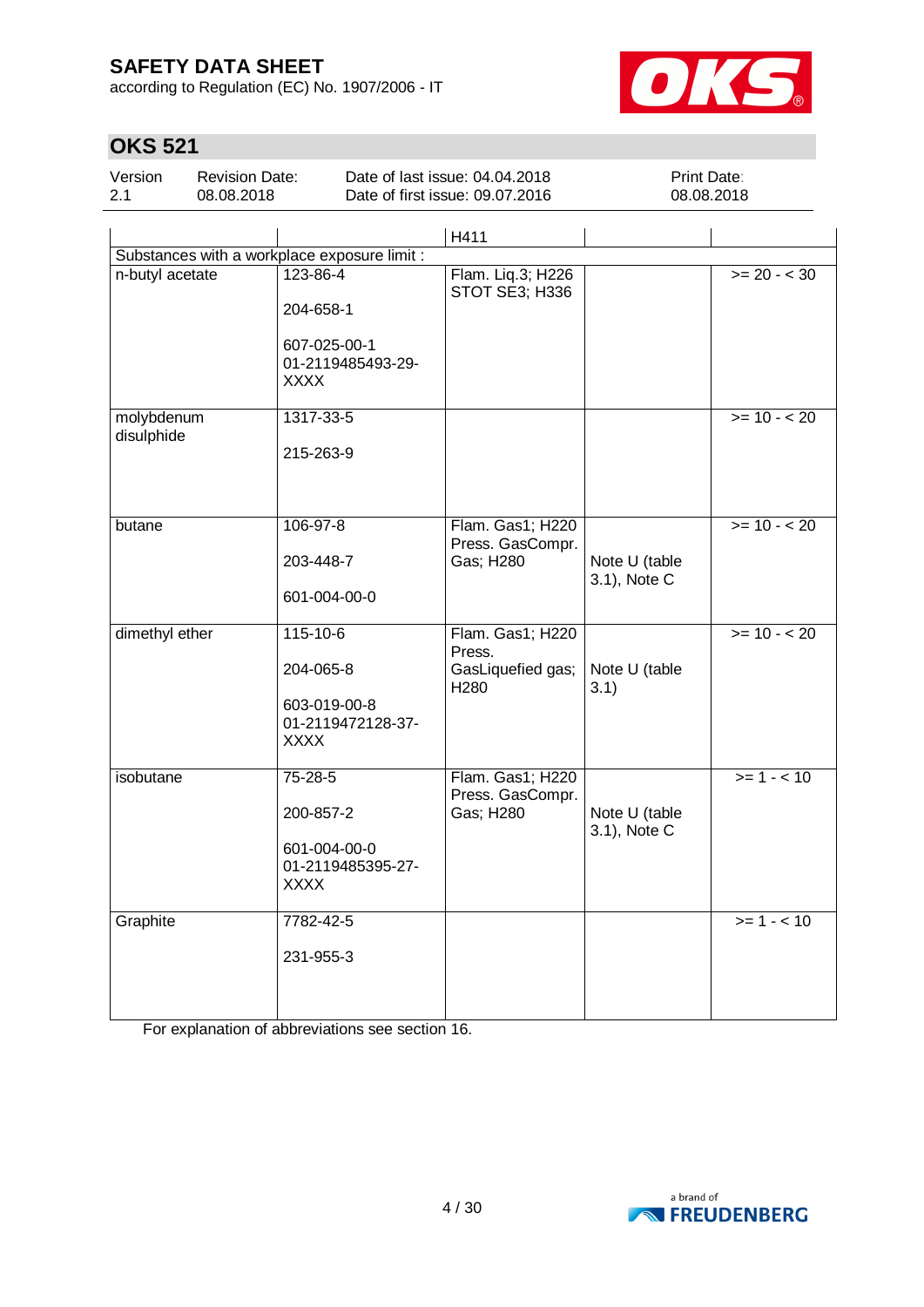# OKS 521

| Version | Revision Date: | Date of last issue: 04.04.2018 | Print Date: |
|---|---|---|---|
| 2.1 | 08.08.2018 | Date of first issue: 09.07.2016 | 08.08.2018 |

| | | | | |
|---|---|---|---|---|
| | | H411 | | |
| Substances with a workplace exposure limit : | | | | |
| n-butyl acetate | 123-86-4<br><br>204-658-1<br><br>607-025-00-1<br>01-2119485493-29-XXXX | Flam. Liq.3; H226<br>STOT SE3; H336 | | >= 20 - < 30 |
| molybdenum disulphide | 1317-33-5<br><br>215-263-9 | | | >= 10 - < 20 |
| butane | 106-97-8<br><br>203-448-7<br><br>601-004-00-0 | Flam. Gas1; H220<br>Press. GasCompr. Gas; H280 | Note U (table 3.1), Note C | >= 10 - < 20 |
| dimethyl ether | 115-10-6<br><br>204-065-8<br><br>603-019-00-8<br>01-2119472128-37-XXXX | Flam. Gas1; H220<br>Press. GasLiquefied gas; H280 | Note U (table 3.1) | >= 10 - < 20 |
| isobutane | 75-28-5<br><br>200-857-2<br><br>601-004-00-0<br>01-2119485395-27-XXXX | Flam. Gas1; H220<br>Press. GasCompr. Gas; H280 | Note U (table 3.1), Note C | >= 1 - < 10 |
| Graphite | 7782-42-5<br><br>231-955-3 | | | >= 1 - < 10 |

For explanation of abbreviations see section 16.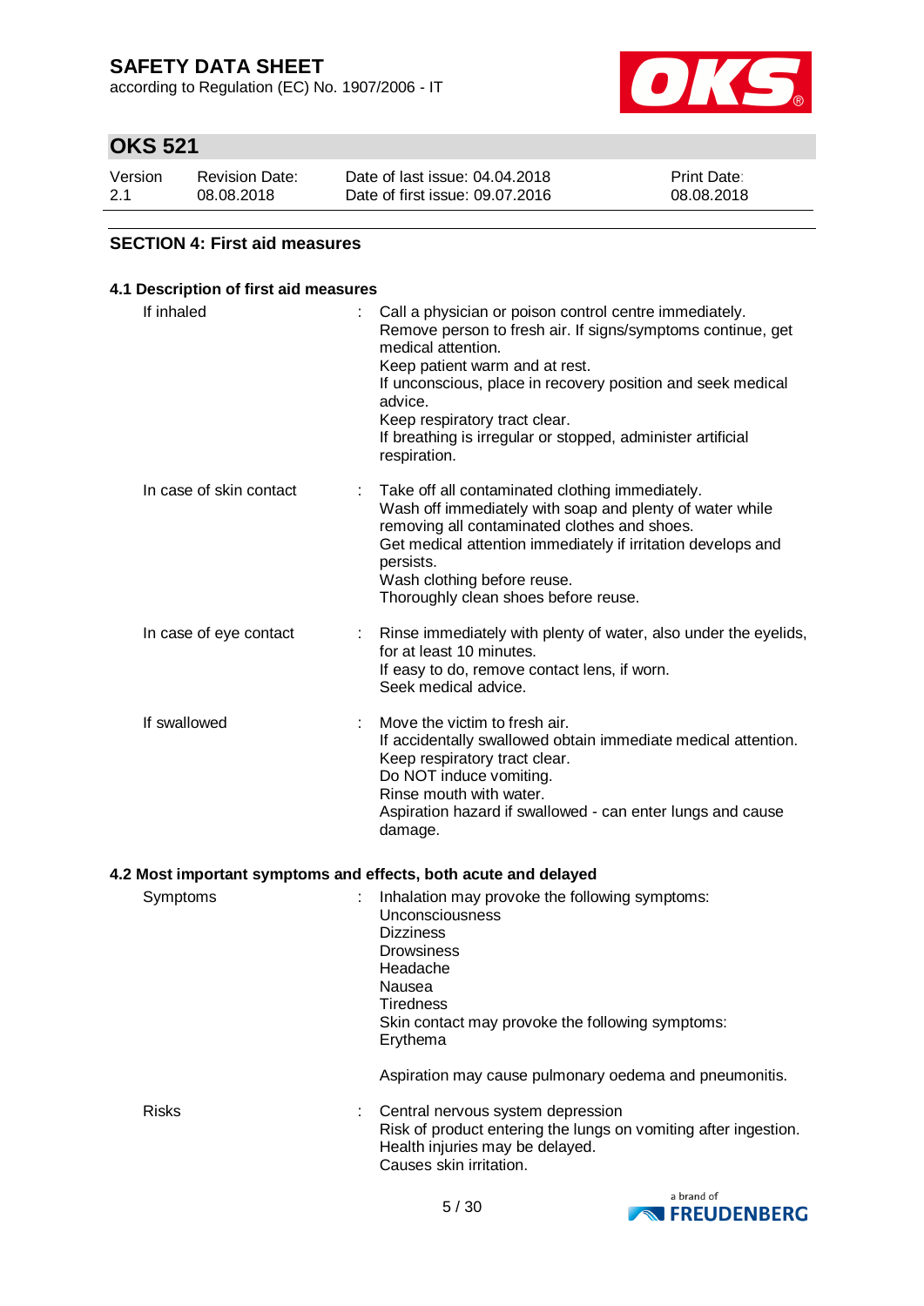## SECTION 4: First aid measures

### 4.1 Description of first aid measures

| | |
|---|---|
| If inhaled | Call a physician or poison control centre immediately.<br>Remove person to fresh air. If signs/symptoms continue, get medical attention.<br>Keep patient warm and at rest.<br>If unconscious, place in recovery position and seek medical advice.<br>Keep respiratory tract clear.<br>If breathing is irregular or stopped, administer artificial respiration. |
| In case of skin contact | Take off all contaminated clothing immediately.<br>Wash off immediately with soap and plenty of water while removing all contaminated clothes and shoes.<br>Get medical attention immediately if irritation develops and persists.<br>Wash clothing before reuse.<br>Thoroughly clean shoes before reuse. |
| In case of eye contact | Rinse immediately with plenty of water, also under the eyelids, for at least 10 minutes.<br>If easy to do, remove contact lens, if worn.<br>Seek medical advice. |
| If swallowed | Move the victim to fresh air.<br>If accidentally swallowed obtain immediate medical attention.<br>Keep respiratory tract clear.<br>Do NOT induce vomiting.<br>Rinse mouth with water.<br>Aspiration hazard if swallowed - can enter lungs and cause damage. |

### 4.2 Most important symptoms and effects, both acute and delayed

| | |
|---|---|
| Symptoms | Inhalation may provoke the following symptoms:<br>Unconsciousness<br>Dizziness<br>Drowsiness<br>Headache<br>Nausea<br>Tiredness<br>Skin contact may provoke the following symptoms:<br>Erythema<br><br>Aspiration may cause pulmonary oedema and pneumonitis. |
| Risks | Central nervous system depression<br>Risk of product entering the lungs on vomiting after ingestion.<br>Health injuries may be delayed.<br>Causes skin irritation. |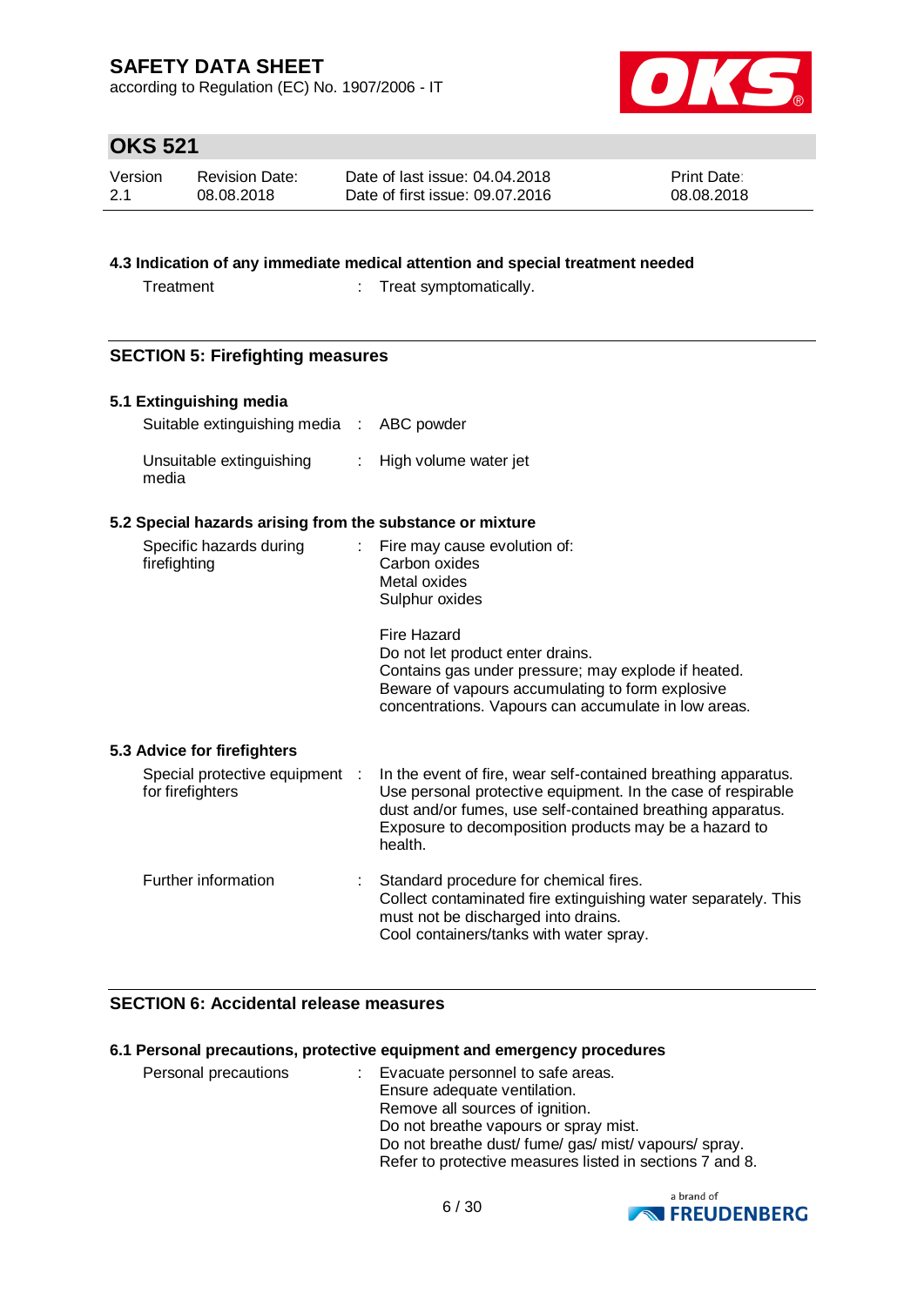### 4.3 Indication of any immediate medical attention and special treatment needed

| | |
|---|---|
| Treatment | Treat symptomatically. |

## SECTION 5: Firefighting measures

### 5.1 Extinguishing media

| | |
|---|---|
| Suitable extinguishing media | ABC powder |
| Unsuitable extinguishing media | High volume water jet |

### 5.2 Special hazards arising from the substance or mixture

| | |
|---|---|
| Specific hazards during firefighting | Fire may cause evolution of:<br>Carbon oxides<br>Metal oxides<br>Sulphur oxides<br><br>Fire Hazard<br>Do not let product enter drains.<br>Contains gas under pressure; may explode if heated.<br>Beware of vapours accumulating to form explosive concentrations. Vapours can accumulate in low areas. |

### 5.3 Advice for firefighters

| | |
|---|---|
| Special protective equipment for firefighters | In the event of fire, wear self-contained breathing apparatus.<br>Use personal protective equipment. In the case of respirable dust and/or fumes, use self-contained breathing apparatus.<br>Exposure to decomposition products may be a hazard to health. |
| Further information | Standard procedure for chemical fires.<br>Collect contaminated fire extinguishing water separately. This must not be discharged into drains.<br>Cool containers/tanks with water spray. |

## SECTION 6: Accidental release measures

### 6.1 Personal precautions, protective equipment and emergency procedures

| | |
|---|---|
| Personal precautions | Evacuate personnel to safe areas.<br>Ensure adequate ventilation.<br>Remove all sources of ignition.<br>Do not breathe vapours or spray mist.<br>Do not breathe dust/ fume/ gas/ mist/ vapours/ spray.<br>Refer to protective measures listed in sections 7 and 8. |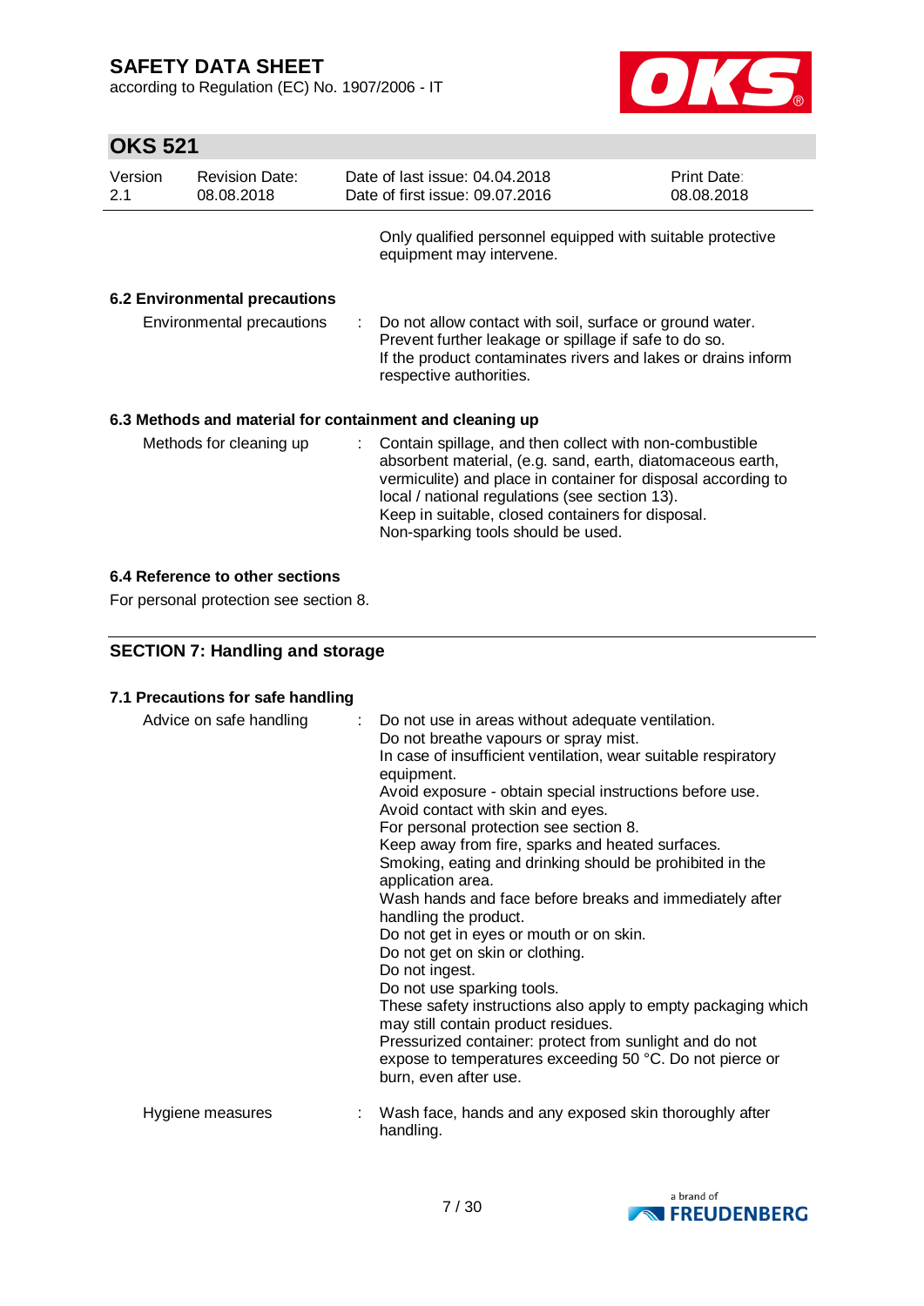Only qualified personnel equipped with suitable protective equipment may intervene.

### 6.2 Environmental precautions

| | | |
|---|---|---|
| Environmental precautions | : | Do not allow contact with soil, surface or ground water.<br>Prevent further leakage or spillage if safe to do so.<br>If the product contaminates rivers and lakes or drains inform respective authorities. |

### 6.3 Methods and material for containment and cleaning up

| | | |
|---|---|---|
| Methods for cleaning up | : | Contain spillage, and then collect with non-combustible absorbent material, (e.g. sand, earth, diatomaceous earth, vermiculite) and place in container for disposal according to local / national regulations (see section 13).<br>Keep in suitable, closed containers for disposal.<br>Non-sparking tools should be used. |

### 6.4 Reference to other sections

For personal protection see section 8.

## SECTION 7: Handling and storage

### 7.1 Precautions for safe handling

| | | |
|---|---|---|
| Advice on safe handling | : | Do not use in areas without adequate ventilation.<br>Do not breathe vapours or spray mist.<br>In case of insufficient ventilation, wear suitable respiratory equipment.<br>Avoid exposure - obtain special instructions before use.<br>Avoid contact with skin and eyes.<br>For personal protection see section 8.<br>Keep away from fire, sparks and heated surfaces.<br>Smoking, eating and drinking should be prohibited in the application area.<br>Wash hands and face before breaks and immediately after handling the product.<br>Do not get in eyes or mouth or on skin.<br>Do not get on skin or clothing.<br>Do not ingest.<br>Do not use sparking tools.<br>These safety instructions also apply to empty packaging which may still contain product residues.<br>Pressurized container: protect from sunlight and do not expose to temperatures exceeding 50 °C. Do not pierce or burn, even after use. |
| Hygiene measures | : | Wash face, hands and any exposed skin thoroughly after handling. |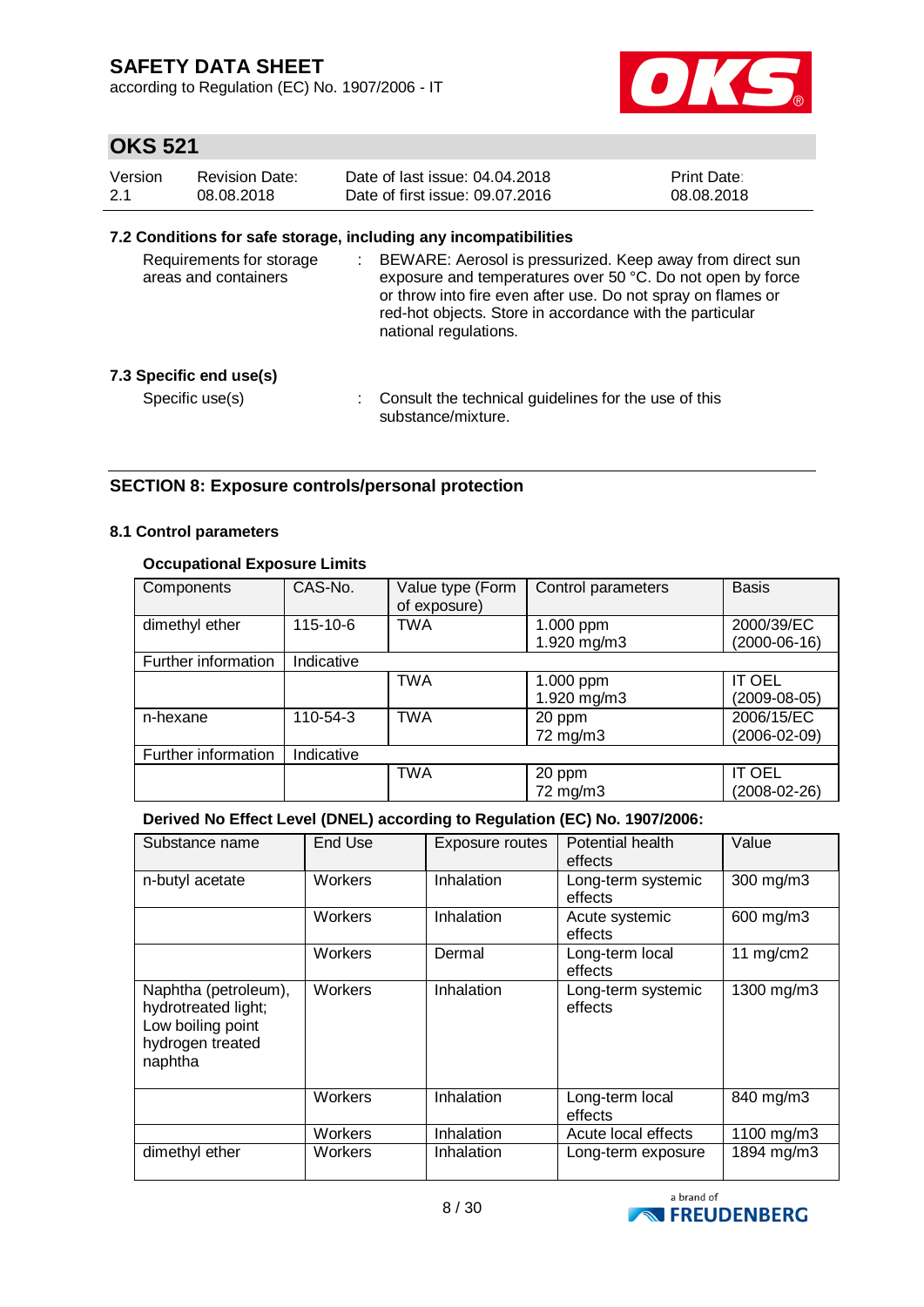### 7.2 Conditions for safe storage, including any incompatibilities

Requirements for storage areas and containers : BEWARE: Aerosol is pressurized. Keep away from direct sun exposure and temperatures over 50 °C. Do not open by force or throw into fire even after use. Do not spray on flames or red-hot objects. Store in accordance with the particular national regulations.

### 7.3 Specific end use(s)

Specific use(s) : Consult the technical guidelines for the use of this substance/mixture.

## SECTION 8: Exposure controls/personal protection

### 8.1 Control parameters

**Occupational Exposure Limits**

| Components | CAS-No. | Value type (Form of exposure) | Control parameters | Basis |
|---|---|---|---|---|
| dimethyl ether | 115-10-6 | TWA | 1.000 ppm<br>1.920 mg/m3 | 2000/39/EC<br>(2000-06-16) |
| Further information | Indicative | | | |
| | | TWA | 1.000 ppm<br>1.920 mg/m3 | IT OEL<br>(2009-08-05) |
| n-hexane | 110-54-3 | TWA | 20 ppm<br>72 mg/m3 | 2006/15/EC<br>(2006-02-09) |
| Further information | Indicative | | | |
| | | TWA | 20 ppm<br>72 mg/m3 | IT OEL<br>(2008-02-26) |

**Derived No Effect Level (DNEL) according to Regulation (EC) No. 1907/2006:**

| Substance name | End Use | Exposure routes | Potential health effects | Value |
|---|---|---|---|---|
| n-butyl acetate | Workers | Inhalation | Long-term systemic effects | 300 mg/m3 |
| | Workers | Inhalation | Acute systemic effects | 600 mg/m3 |
| | Workers | Dermal | Long-term local effects | 11 mg/cm2 |
| Naphtha (petroleum), hydrotreated light; Low boiling point hydrogen treated naphtha | Workers | Inhalation | Long-term systemic effects | 1300 mg/m3 |
| | Workers | Inhalation | Long-term local effects | 840 mg/m3 |
| | Workers | Inhalation | Acute local effects | 1100 mg/m3 |
| dimethyl ether | Workers | Inhalation | Long-term exposure | 1894 mg/m3 |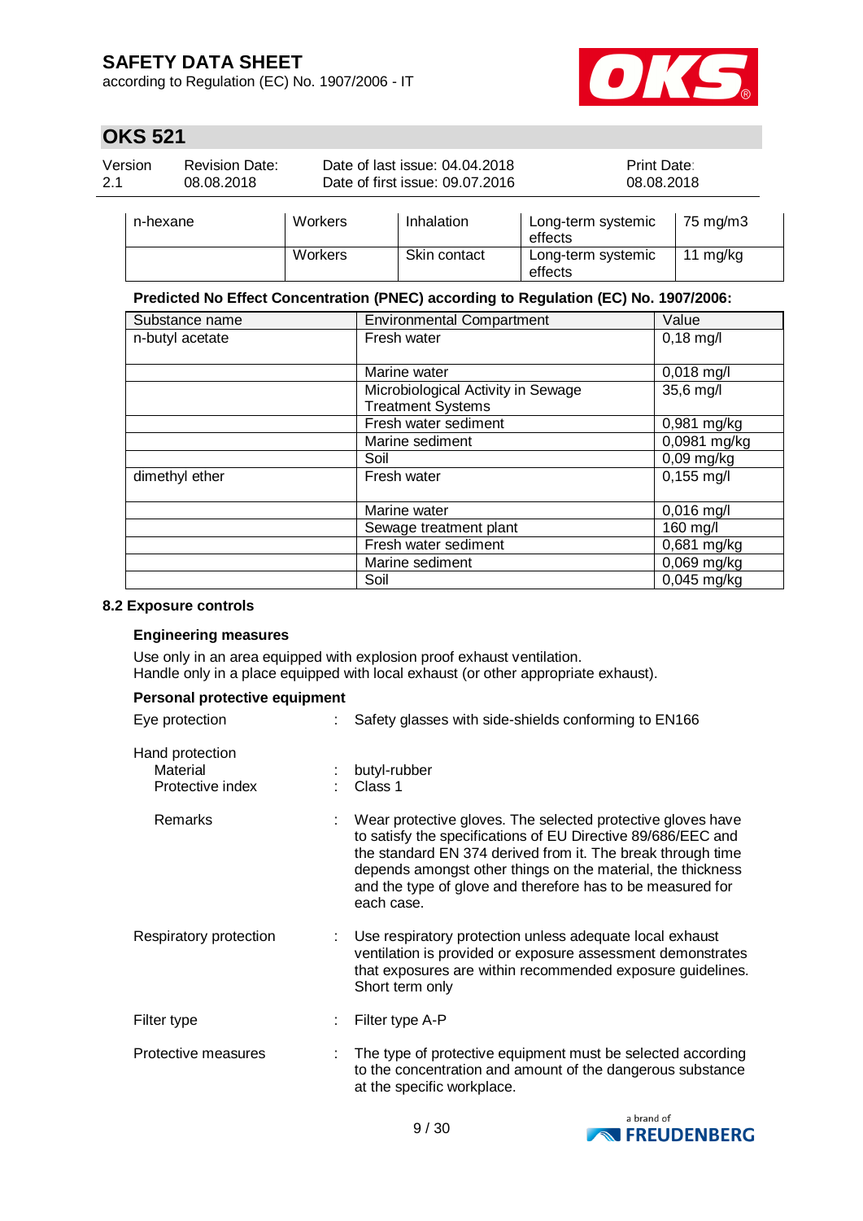| n-hexane | Workers | Inhalation | Long-term systemic effects | 75 mg/m3 |
|---|---|---|---|---|
| | Workers | Skin contact | Long-term systemic effects | 11 mg/kg |

**Predicted No Effect Concentration (PNEC) according to Regulation (EC) No. 1907/2006:**

| Substance name | Environmental Compartment | Value |
|---|---|---|
| n-butyl acetate | Fresh water | 0,18 mg/l |
| | Marine water | 0,018 mg/l |
| | Microbiological Activity in Sewage Treatment Systems | 35,6 mg/l |
| | Fresh water sediment | 0,981 mg/kg |
| | Marine sediment | 0,0981 mg/kg |
| | Soil | 0,09 mg/kg |
| dimethyl ether | Fresh water | 0,155 mg/l |
| | Marine water | 0,016 mg/l |
| | Sewage treatment plant | 160 mg/l |
| | Fresh water sediment | 0,681 mg/kg |
| | Marine sediment | 0,069 mg/kg |
| | Soil | 0,045 mg/kg |

### 8.2 Exposure controls

**Engineering measures**

Use only in an area equipped with explosion proof exhaust ventilation.
Handle only in a place equipped with local exhaust (or other appropriate exhaust).

**Personal protective equipment**

Eye protection : Safety glasses with side-shields conforming to EN166

Hand protection
- Material : butyl-rubber
- Protective index : Class 1
- Remarks : Wear protective gloves. The selected protective gloves have to satisfy the specifications of EU Directive 89/686/EEC and the standard EN 374 derived from it. The break through time depends amongst other things on the material, the thickness and the type of glove and therefore has to be measured for each case.

Respiratory protection : Use respiratory protection unless adequate local exhaust ventilation is provided or exposure assessment demonstrates that exposures are within recommended exposure guidelines. Short term only

Filter type : Filter type A-P

Protective measures : The type of protective equipment must be selected according to the concentration and amount of the dangerous substance at the specific workplace.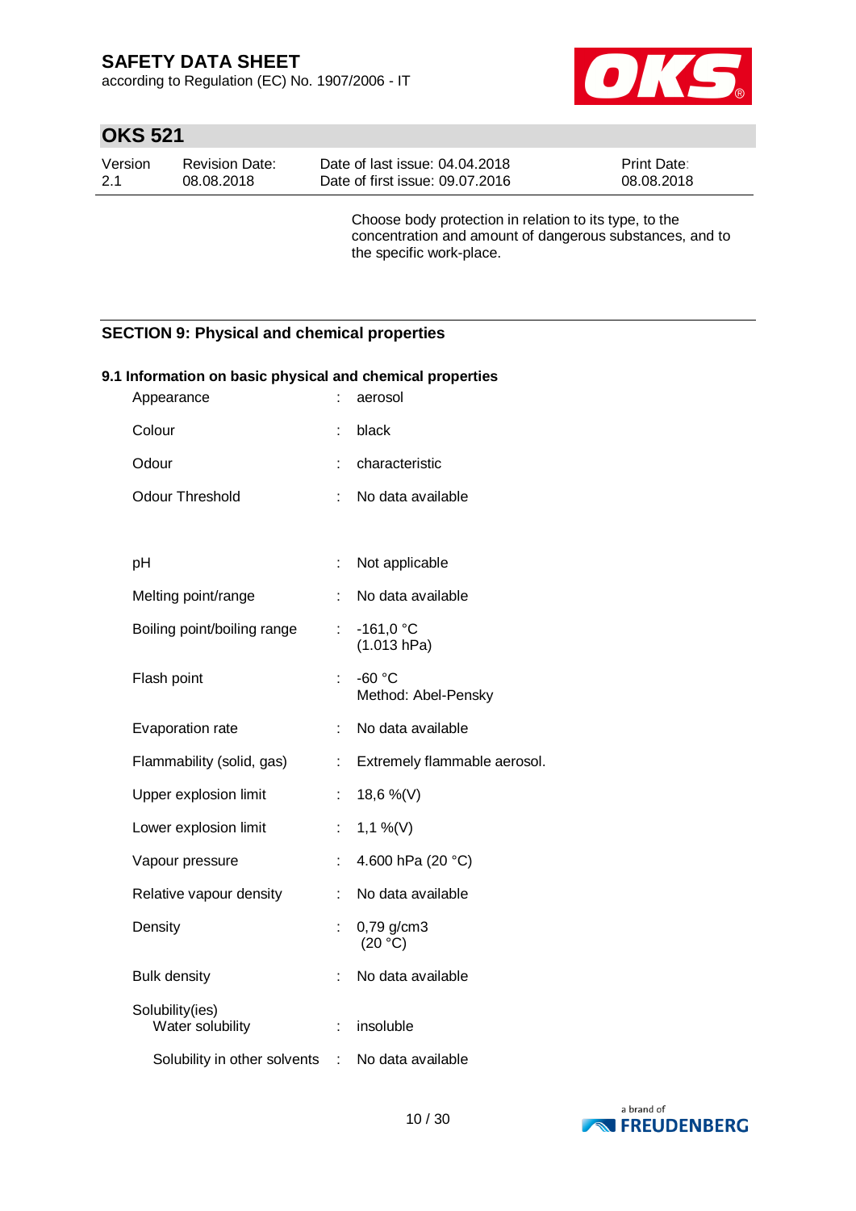Choose body protection in relation to its type, to the concentration and amount of dangerous substances, and to the specific work-place.

## SECTION 9: Physical and chemical properties

### 9.1 Information on basic physical and chemical properties

| Property | Value |
|---|---|
| Appearance | aerosol |
| Colour | black |
| Odour | characteristic |
| Odour Threshold | No data available |
| pH | Not applicable |
| Melting point/range | No data available |
| Boiling point/boiling range | -161,0 °C (1.013 hPa) |
| Flash point | -60 °C Method: Abel-Pensky |
| Evaporation rate | No data available |
| Flammability (solid, gas) | Extremely flammable aerosol. |
| Upper explosion limit | 18,6 %(V) |
| Lower explosion limit | 1,1 %(V) |
| Vapour pressure | 4.600 hPa (20 °C) |
| Relative vapour density | No data available |
| Density | 0,79 g/cm3 (20 °C) |
| Bulk density | No data available |
| Solubility(ies) Water solubility | insoluble |
| Solubility in other solvents | No data available |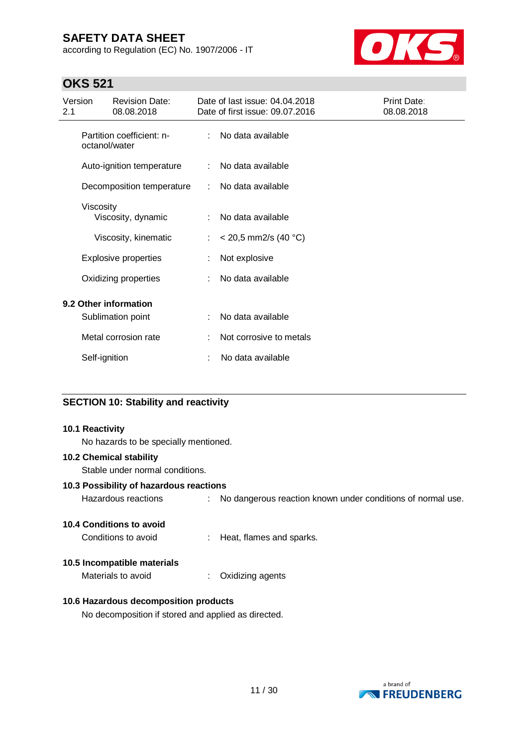| | | |
|---|---|---|
| Partition coefficient: n-octanol/water | : | No data available |
| Auto-ignition temperature | : | No data available |
| Decomposition temperature | : | No data available |
| Viscosity | | |
| Viscosity, dynamic | : | No data available |
| Viscosity, kinematic | : | < 20,5 mm2/s (40 °C) |
| Explosive properties | : | Not explosive |
| Oxidizing properties | : | No data available |

**9.2 Other information**

| | | |
|---|---|---|
| Sublimation point | : | No data available |
| Metal corrosion rate | : | Not corrosive to metals |
| Self-ignition | : | No data available |

## SECTION 10: Stability and reactivity

**10.1 Reactivity**

No hazards to be specially mentioned.

**10.2 Chemical stability**

Stable under normal conditions.

**10.3 Possibility of hazardous reactions**

Hazardous reactions : No dangerous reaction known under conditions of normal use.

**10.4 Conditions to avoid**

Conditions to avoid : Heat, flames and sparks.

**10.5 Incompatible materials**

Materials to avoid : Oxidizing agents

**10.6 Hazardous decomposition products**

No decomposition if stored and applied as directed.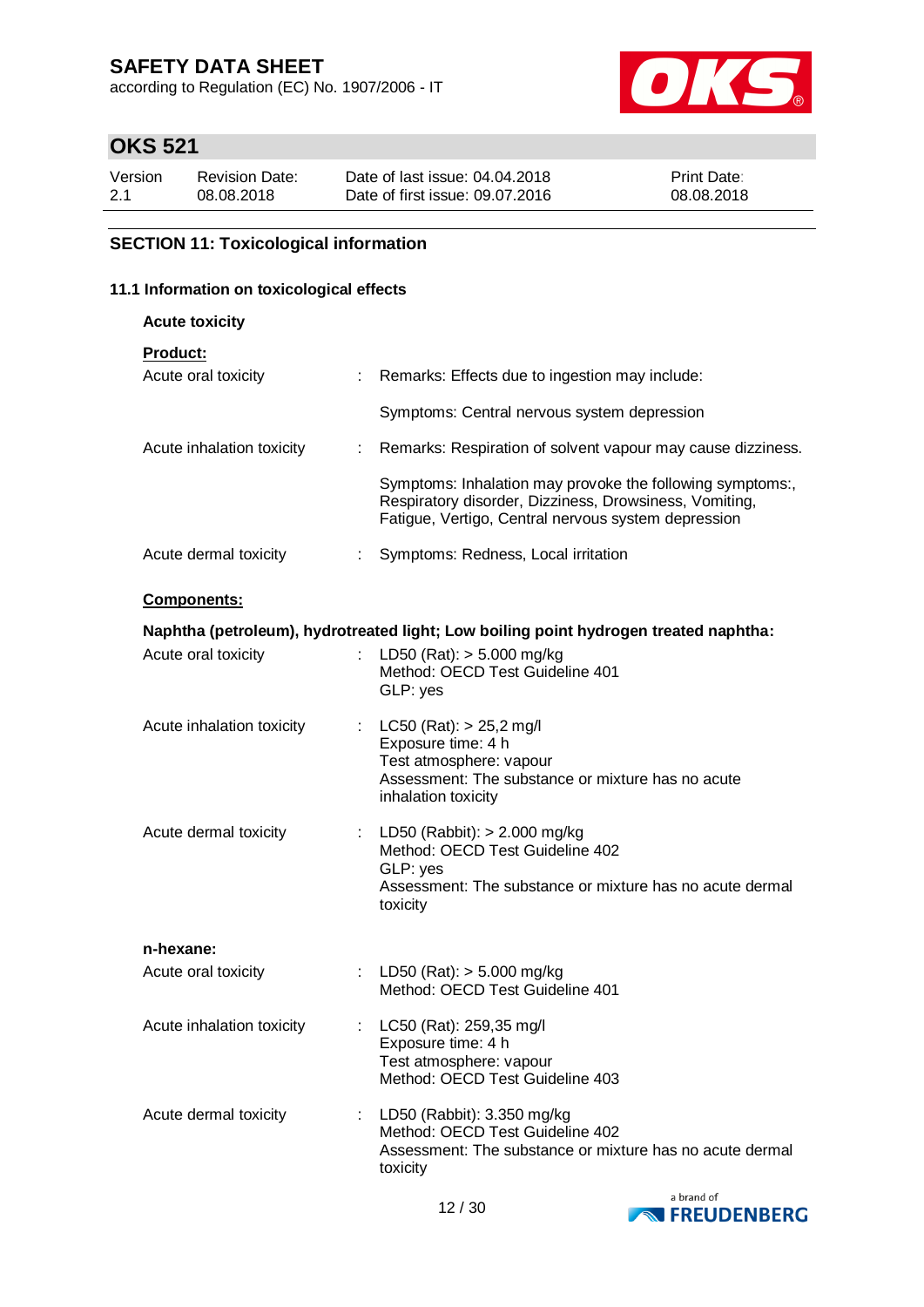# OKS 521

| Version | Revision Date: | Date of last issue: 04.04.2018 | Print Date: |
|---|---|---|---|
| 2.1 | 08.08.2018 | Date of first issue: 09.07.2016 | 08.08.2018 |

## SECTION 11: Toxicological information

### 11.1 Information on toxicological effects

**Acute toxicity**

**Product:**

Acute oral toxicity : Remarks: Effects due to ingestion may include:

Symptoms: Central nervous system depression

Acute inhalation toxicity : Remarks: Respiration of solvent vapour may cause dizziness.

Symptoms: Inhalation may provoke the following symptoms:, Respiratory disorder, Dizziness, Drowsiness, Vomiting, Fatigue, Vertigo, Central nervous system depression

Acute dermal toxicity : Symptoms: Redness, Local irritation

**Components:**

**Naphtha (petroleum), hydrotreated light; Low boiling point hydrogen treated naphtha:**

Acute oral toxicity : LD50 (Rat): > 5.000 mg/kg
Method: OECD Test Guideline 401
GLP: yes

Acute inhalation toxicity : LC50 (Rat): > 25,2 mg/l
Exposure time: 4 h
Test atmosphere: vapour
Assessment: The substance or mixture has no acute inhalation toxicity

Acute dermal toxicity : LD50 (Rabbit): > 2.000 mg/kg
Method: OECD Test Guideline 402
GLP: yes
Assessment: The substance or mixture has no acute dermal toxicity

**n-hexane:**

Acute oral toxicity : LD50 (Rat): > 5.000 mg/kg
Method: OECD Test Guideline 401

Acute inhalation toxicity : LC50 (Rat): 259,35 mg/l
Exposure time: 4 h
Test atmosphere: vapour
Method: OECD Test Guideline 403

Acute dermal toxicity : LD50 (Rabbit): 3.350 mg/kg
Method: OECD Test Guideline 402
Assessment: The substance or mixture has no acute dermal toxicity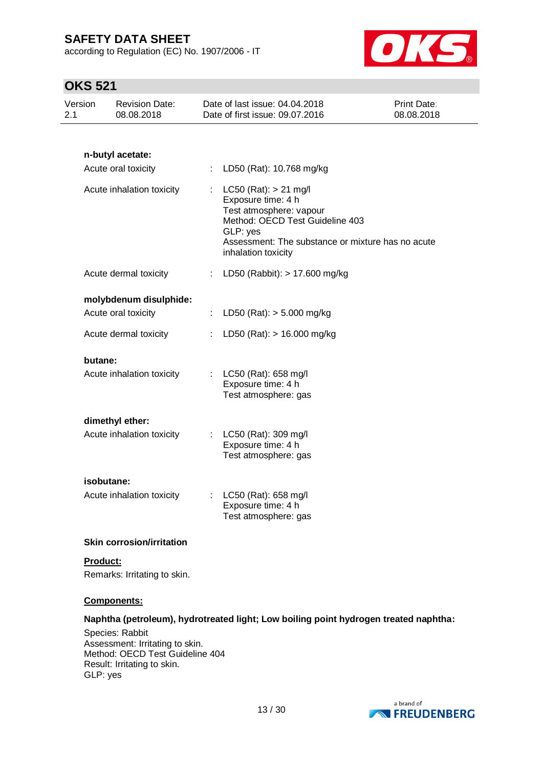**n-butyl acetate:**

Acute oral toxicity : LD50 (Rat): 10.768 mg/kg

Acute inhalation toxicity : LC50 (Rat): > 21 mg/l
Exposure time: 4 h
Test atmosphere: vapour
Method: OECD Test Guideline 403
GLP: yes
Assessment: The substance or mixture has no acute inhalation toxicity

Acute dermal toxicity : LD50 (Rabbit): > 17.600 mg/kg

**molybdenum disulphide:**

Acute oral toxicity : LD50 (Rat): > 5.000 mg/kg

Acute dermal toxicity : LD50 (Rat): > 16.000 mg/kg

**butane:**

Acute inhalation toxicity : LC50 (Rat): 658 mg/l
Exposure time: 4 h
Test atmosphere: gas

**dimethyl ether:**

Acute inhalation toxicity : LC50 (Rat): 309 mg/l
Exposure time: 4 h
Test atmosphere: gas

**isobutane:**

Acute inhalation toxicity : LC50 (Rat): 658 mg/l
Exposure time: 4 h
Test atmosphere: gas

**Skin corrosion/irritation**

**Product:**

Remarks: Irritating to skin.

**Components:**

**Naphtha (petroleum), hydrotreated light; Low boiling point hydrogen treated naphtha:**

Species: Rabbit
Assessment: Irritating to skin.
Method: OECD Test Guideline 404
Result: Irritating to skin.
GLP: yes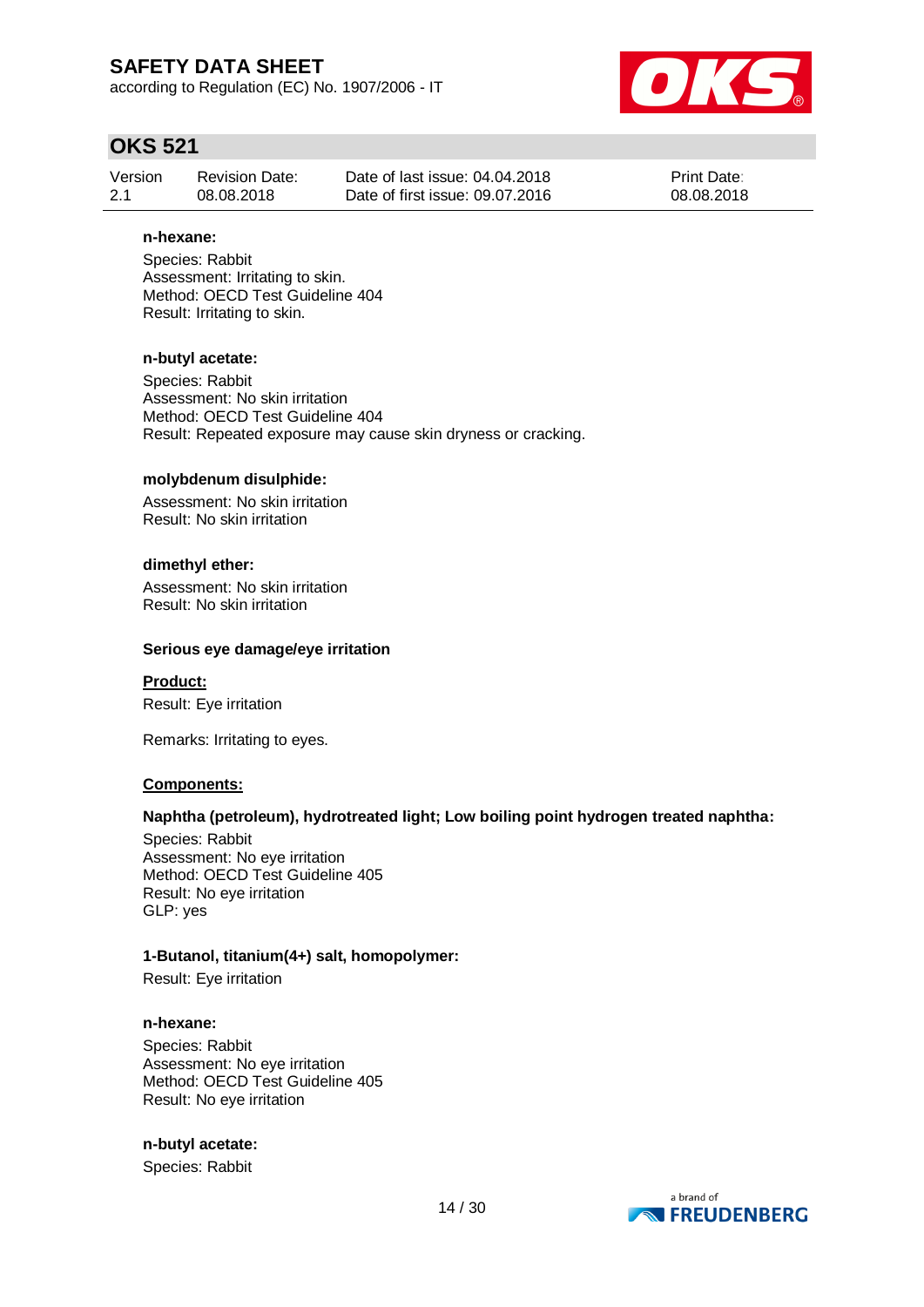**n-hexane:**

Species: Rabbit
Assessment: Irritating to skin.
Method: OECD Test Guideline 404
Result: Irritating to skin.

**n-butyl acetate:**

Species: Rabbit
Assessment: No skin irritation
Method: OECD Test Guideline 404
Result: Repeated exposure may cause skin dryness or cracking.

**molybdenum disulphide:**

Assessment: No skin irritation
Result: No skin irritation

**dimethyl ether:**

Assessment: No skin irritation
Result: No skin irritation

**Serious eye damage/eye irritation**

**Product:**

Result: Eye irritation

Remarks: Irritating to eyes.

**Components:**

**Naphtha (petroleum), hydrotreated light; Low boiling point hydrogen treated naphtha:**

Species: Rabbit
Assessment: No eye irritation
Method: OECD Test Guideline 405
Result: No eye irritation
GLP: yes

**1-Butanol, titanium(4+) salt, homopolymer:**

Result: Eye irritation

**n-hexane:**

Species: Rabbit
Assessment: No eye irritation
Method: OECD Test Guideline 405
Result: No eye irritation

**n-butyl acetate:**

Species: Rabbit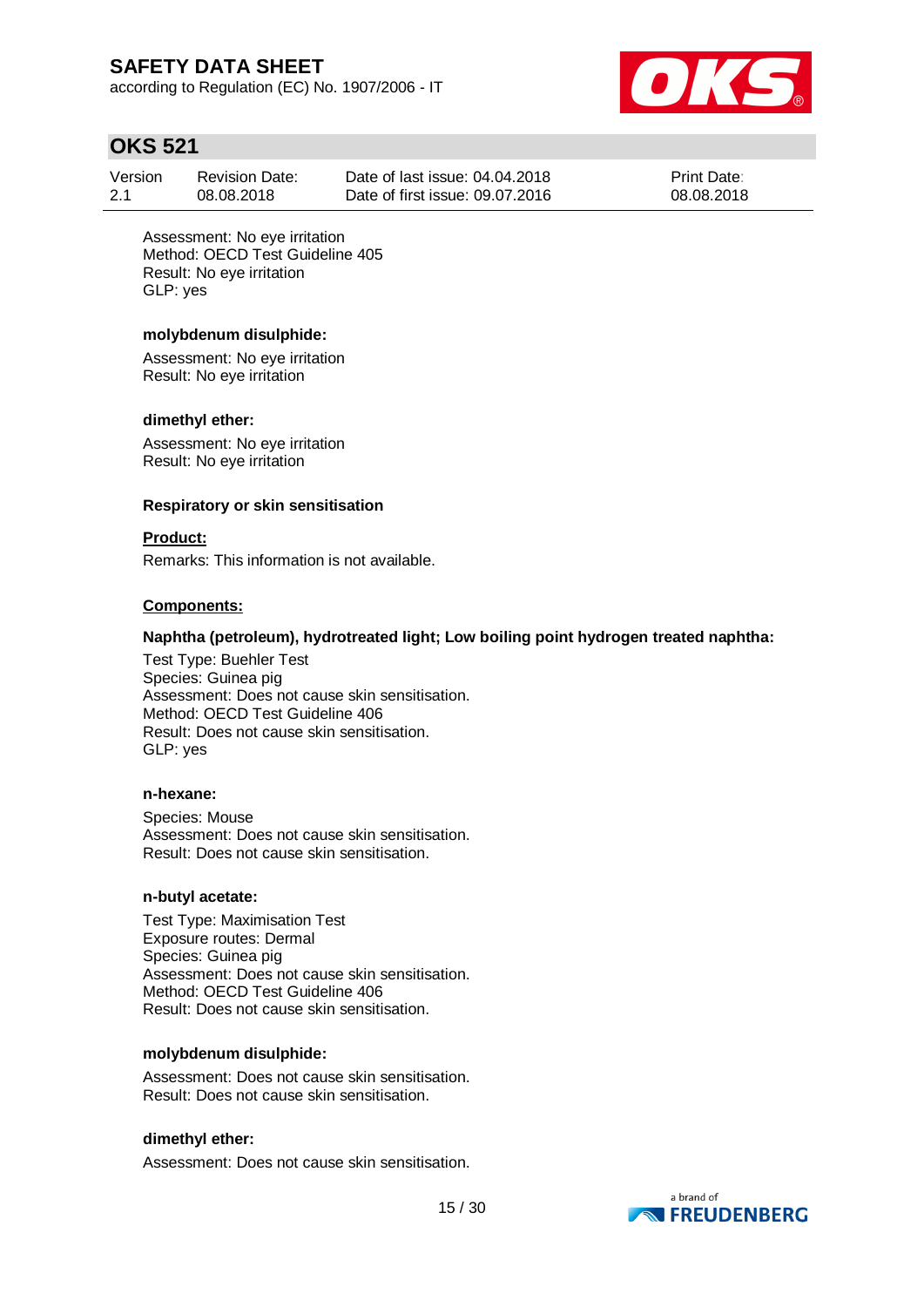Assessment: No eye irritation
Method: OECD Test Guideline 405
Result: No eye irritation
GLP: yes

**molybdenum disulphide:**

Assessment: No eye irritation
Result: No eye irritation

**dimethyl ether:**

Assessment: No eye irritation
Result: No eye irritation

**Respiratory or skin sensitisation**

**Product:**

Remarks: This information is not available.

**Components:**

**Naphtha (petroleum), hydrotreated light; Low boiling point hydrogen treated naphtha:**

Test Type: Buehler Test
Species: Guinea pig
Assessment: Does not cause skin sensitisation.
Method: OECD Test Guideline 406
Result: Does not cause skin sensitisation.
GLP: yes

**n-hexane:**

Species: Mouse
Assessment: Does not cause skin sensitisation.
Result: Does not cause skin sensitisation.

**n-butyl acetate:**

Test Type: Maximisation Test
Exposure routes: Dermal
Species: Guinea pig
Assessment: Does not cause skin sensitisation.
Method: OECD Test Guideline 406
Result: Does not cause skin sensitisation.

**molybdenum disulphide:**

Assessment: Does not cause skin sensitisation.
Result: Does not cause skin sensitisation.

**dimethyl ether:**

Assessment: Does not cause skin sensitisation.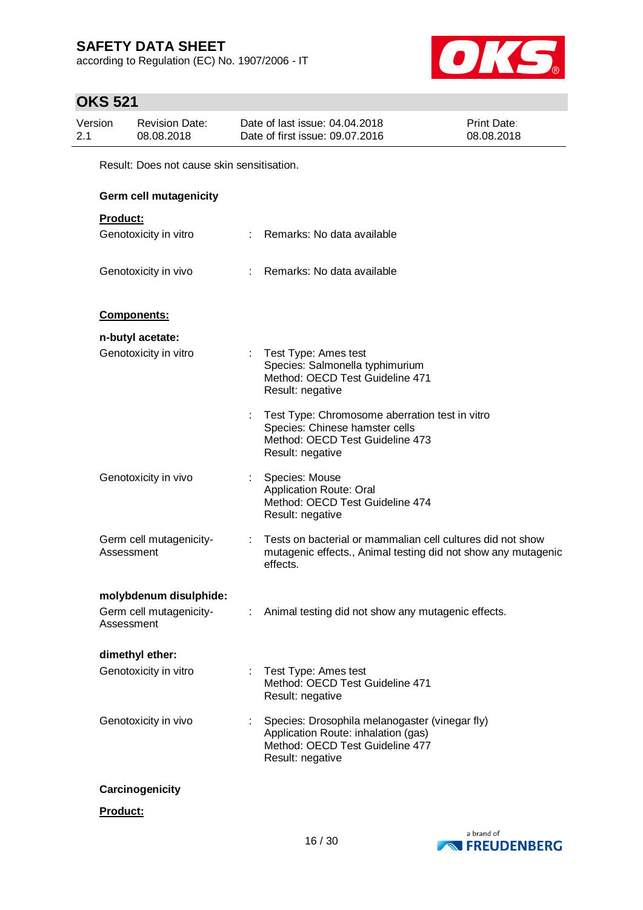Result: Does not cause skin sensitisation.

**Germ cell mutagenicity**

**Product:**

Genotoxicity in vitro : Remarks: No data available

Genotoxicity in vivo : Remarks: No data available

**Components:**

**n-butyl acetate:**

Genotoxicity in vitro : Test Type: Ames test
Species: Salmonella typhimurium
Method: OECD Test Guideline 471
Result: negative

: Test Type: Chromosome aberration test in vitro
Species: Chinese hamster cells
Method: OECD Test Guideline 473
Result: negative

Genotoxicity in vivo : Species: Mouse
Application Route: Oral
Method: OECD Test Guideline 474
Result: negative

Germ cell mutagenicity- Assessment : Tests on bacterial or mammalian cell cultures did not show mutagenic effects., Animal testing did not show any mutagenic effects.

**molybdenum disulphide:**

Germ cell mutagenicity- Assessment : Animal testing did not show any mutagenic effects.

**dimethyl ether:**

Genotoxicity in vitro : Test Type: Ames test
Method: OECD Test Guideline 471
Result: negative

Genotoxicity in vivo : Species: Drosophila melanogaster (vinegar fly)
Application Route: inhalation (gas)
Method: OECD Test Guideline 477
Result: negative

**Carcinogenicity**

**Product:**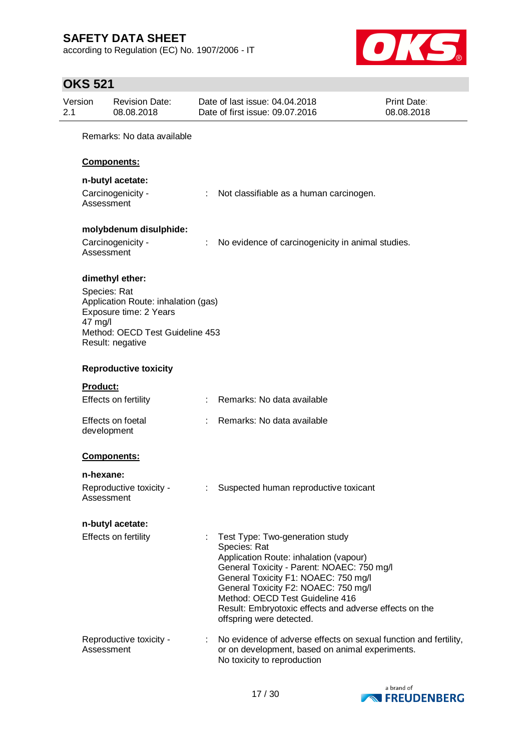Remarks: No data available

**Components:**

**n-butyl acetate:**

Carcinogenicity - Assessment : Not classifiable as a human carcinogen.

**molybdenum disulphide:**

Carcinogenicity - Assessment : No evidence of carcinogenicity in animal studies.

**dimethyl ether:**

Species: Rat
Application Route: inhalation (gas)
Exposure time: 2 Years
47 mg/l
Method: OECD Test Guideline 453
Result: negative

**Reproductive toxicity**

**Product:**

Effects on fertility : Remarks: No data available

Effects on foetal development : Remarks: No data available

**Components:**

**n-hexane:**

Reproductive toxicity - Assessment : Suspected human reproductive toxicant

**n-butyl acetate:**

Effects on fertility : Test Type: Two-generation study
Species: Rat
Application Route: inhalation (vapour)
General Toxicity - Parent: NOAEC: 750 mg/l
General Toxicity F1: NOAEC: 750 mg/l
General Toxicity F2: NOAEC: 750 mg/l
Method: OECD Test Guideline 416
Result: Embryotoxic effects and adverse effects on the offspring were detected.

Reproductive toxicity - Assessment : No evidence of adverse effects on sexual function and fertility, or on development, based on animal experiments.
No toxicity to reproduction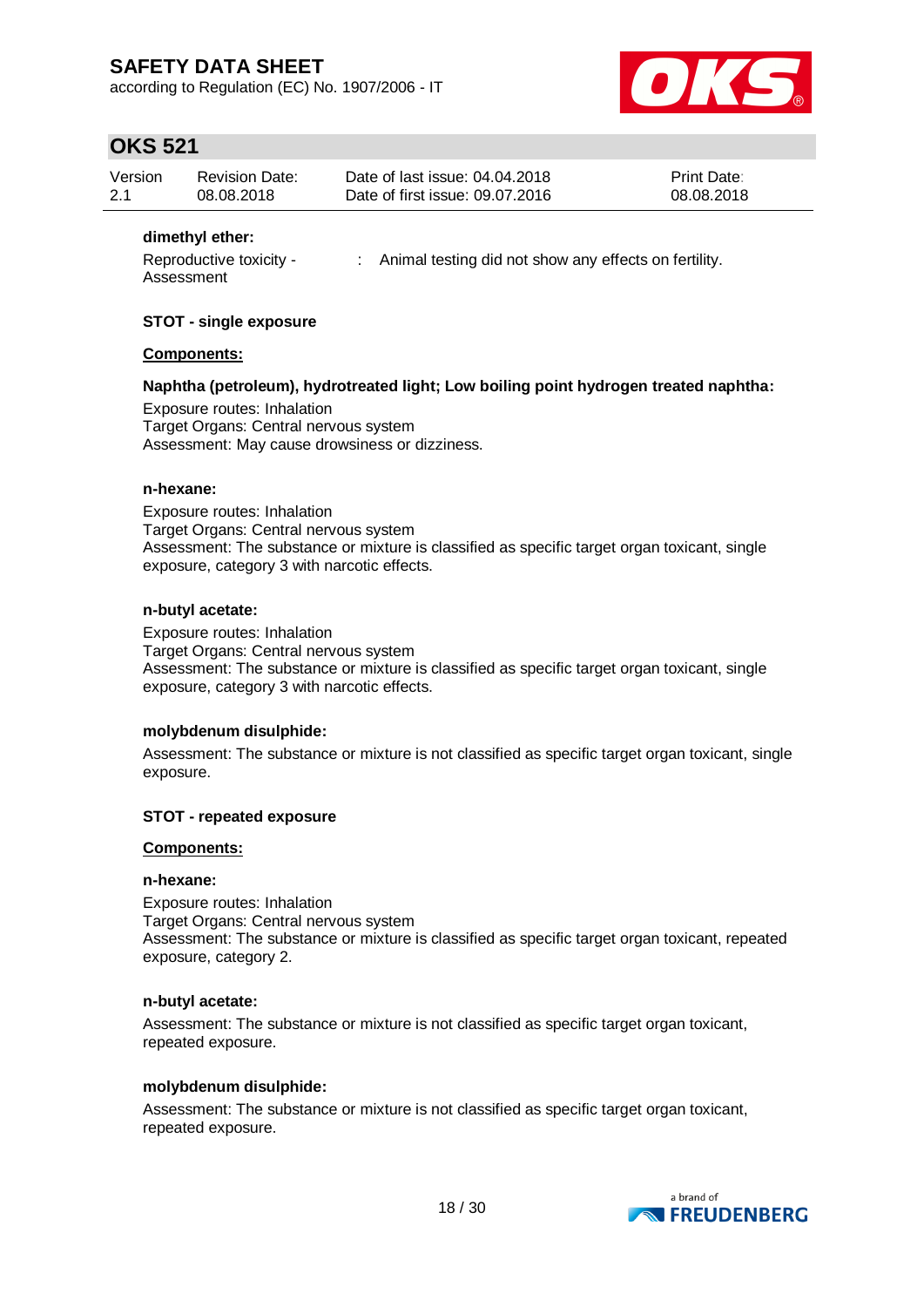**dimethyl ether:**

Reproductive toxicity - Assessment : Animal testing did not show any effects on fertility.

**STOT - single exposure**

**Components:**

**Naphtha (petroleum), hydrotreated light; Low boiling point hydrogen treated naphtha:**

Exposure routes: Inhalation
Target Organs: Central nervous system
Assessment: May cause drowsiness or dizziness.

**n-hexane:**

Exposure routes: Inhalation
Target Organs: Central nervous system
Assessment: The substance or mixture is classified as specific target organ toxicant, single exposure, category 3 with narcotic effects.

**n-butyl acetate:**

Exposure routes: Inhalation
Target Organs: Central nervous system
Assessment: The substance or mixture is classified as specific target organ toxicant, single exposure, category 3 with narcotic effects.

**molybdenum disulphide:**

Assessment: The substance or mixture is not classified as specific target organ toxicant, single exposure.

**STOT - repeated exposure**

**Components:**

**n-hexane:**

Exposure routes: Inhalation
Target Organs: Central nervous system
Assessment: The substance or mixture is classified as specific target organ toxicant, repeated exposure, category 2.

**n-butyl acetate:**

Assessment: The substance or mixture is not classified as specific target organ toxicant, repeated exposure.

**molybdenum disulphide:**

Assessment: The substance or mixture is not classified as specific target organ toxicant, repeated exposure.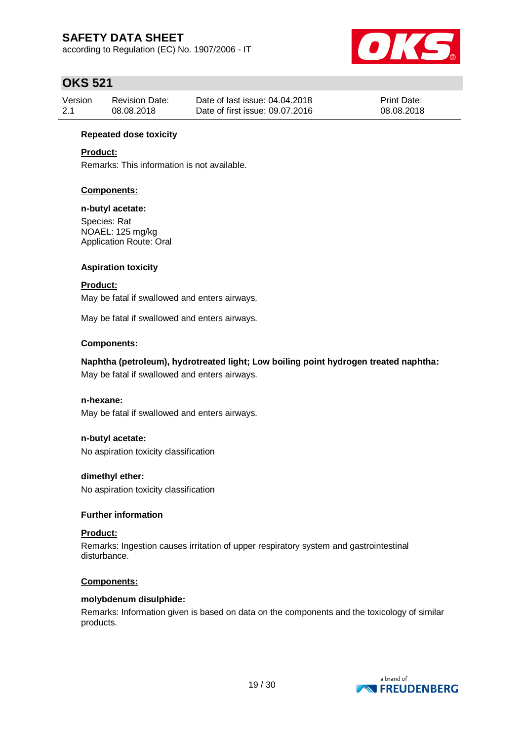**Repeated dose toxicity**

**Product:**

Remarks: This information is not available.

**Components:**

**n-butyl acetate:**

Species: Rat
NOAEL: 125 mg/kg
Application Route: Oral

**Aspiration toxicity**

**Product:**

May be fatal if swallowed and enters airways.

May be fatal if swallowed and enters airways.

**Components:**

**Naphtha (petroleum), hydrotreated light; Low boiling point hydrogen treated naphtha:**

May be fatal if swallowed and enters airways.

**n-hexane:**

May be fatal if swallowed and enters airways.

**n-butyl acetate:**

No aspiration toxicity classification

**dimethyl ether:**

No aspiration toxicity classification

**Further information**

**Product:**

Remarks: Ingestion causes irritation of upper respiratory system and gastrointestinal disturbance.

**Components:**

**molybdenum disulphide:**

Remarks: Information given is based on data on the components and the toxicology of similar products.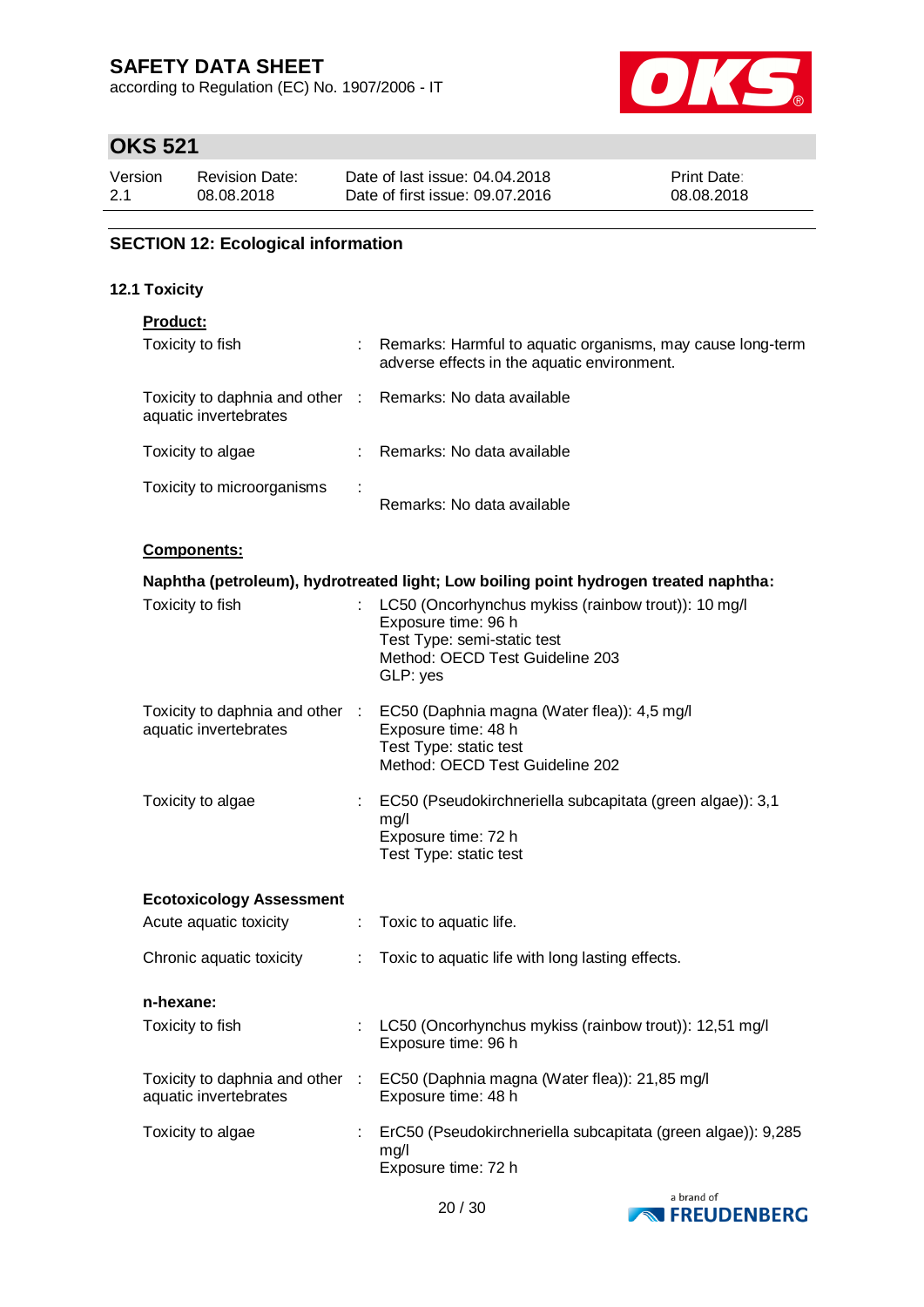## SECTION 12: Ecological information

### 12.1 Toxicity

**Product:**

| | | |
|---|---|---|
| Toxicity to fish | : | Remarks: Harmful to aquatic organisms, may cause long-term adverse effects in the aquatic environment. |
| Toxicity to daphnia and other aquatic invertebrates | : | Remarks: No data available |
| Toxicity to algae | : | Remarks: No data available |
| Toxicity to microorganisms | : | Remarks: No data available |

**Components:**

**Naphtha (petroleum), hydrotreated light; Low boiling point hydrogen treated naphtha:**

| | | |
|---|---|---|
| Toxicity to fish | : | LC50 (Oncorhynchus mykiss (rainbow trout)): 10 mg/l<br>Exposure time: 96 h<br>Test Type: semi-static test<br>Method: OECD Test Guideline 203<br>GLP: yes |
| Toxicity to daphnia and other aquatic invertebrates | : | EC50 (Daphnia magna (Water flea)): 4,5 mg/l<br>Exposure time: 48 h<br>Test Type: static test<br>Method: OECD Test Guideline 202 |
| Toxicity to algae | : | EC50 (Pseudokirchneriella subcapitata (green algae)): 3,1 mg/l<br>Exposure time: 72 h<br>Test Type: static test |

**Ecotoxicology Assessment**

| | | |
|---|---|---|
| Acute aquatic toxicity | : | Toxic to aquatic life. |
| Chronic aquatic toxicity | : | Toxic to aquatic life with long lasting effects. |

**n-hexane:**

| | | |
|---|---|---|
| Toxicity to fish | : | LC50 (Oncorhynchus mykiss (rainbow trout)): 12,51 mg/l<br>Exposure time: 96 h |
| Toxicity to daphnia and other aquatic invertebrates | : | EC50 (Daphnia magna (Water flea)): 21,85 mg/l<br>Exposure time: 48 h |
| Toxicity to algae | : | ErC50 (Pseudokirchneriella subcapitata (green algae)): 9,285 mg/l<br>Exposure time: 72 h |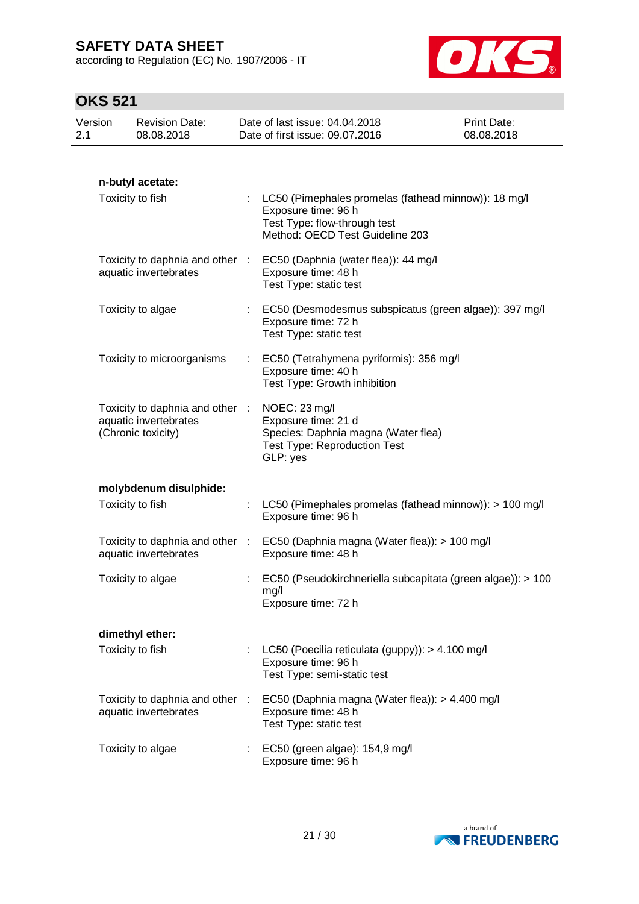**n-butyl acetate:**

| | | |
|---|---|---|
| Toxicity to fish | : | LC50 (Pimephales promelas (fathead minnow)): 18 mg/l<br>Exposure time: 96 h<br>Test Type: flow-through test<br>Method: OECD Test Guideline 203 |
| Toxicity to daphnia and other aquatic invertebrates | : | EC50 (Daphnia (water flea)): 44 mg/l<br>Exposure time: 48 h<br>Test Type: static test |
| Toxicity to algae | : | EC50 (Desmodesmus subspicatus (green algae)): 397 mg/l<br>Exposure time: 72 h<br>Test Type: static test |
| Toxicity to microorganisms | : | EC50 (Tetrahymena pyriformis): 356 mg/l<br>Exposure time: 40 h<br>Test Type: Growth inhibition |
| Toxicity to daphnia and other aquatic invertebrates (Chronic toxicity) | : | NOEC: 23 mg/l<br>Exposure time: 21 d<br>Species: Daphnia magna (Water flea)<br>Test Type: Reproduction Test<br>GLP: yes |

**molybdenum disulphide:**

| | | |
|---|---|---|
| Toxicity to fish | : | LC50 (Pimephales promelas (fathead minnow)): > 100 mg/l<br>Exposure time: 96 h |
| Toxicity to daphnia and other aquatic invertebrates | : | EC50 (Daphnia magna (Water flea)): > 100 mg/l<br>Exposure time: 48 h |
| Toxicity to algae | : | EC50 (Pseudokirchneriella subcapitata (green algae)): > 100 mg/l<br>Exposure time: 72 h |

**dimethyl ether:**

| | | |
|---|---|---|
| Toxicity to fish | : | LC50 (Poecilia reticulata (guppy)): > 4.100 mg/l<br>Exposure time: 96 h<br>Test Type: semi-static test |
| Toxicity to daphnia and other aquatic invertebrates | : | EC50 (Daphnia magna (Water flea)): > 4.400 mg/l<br>Exposure time: 48 h<br>Test Type: static test |
| Toxicity to algae | : | EC50 (green algae): 154,9 mg/l<br>Exposure time: 96 h |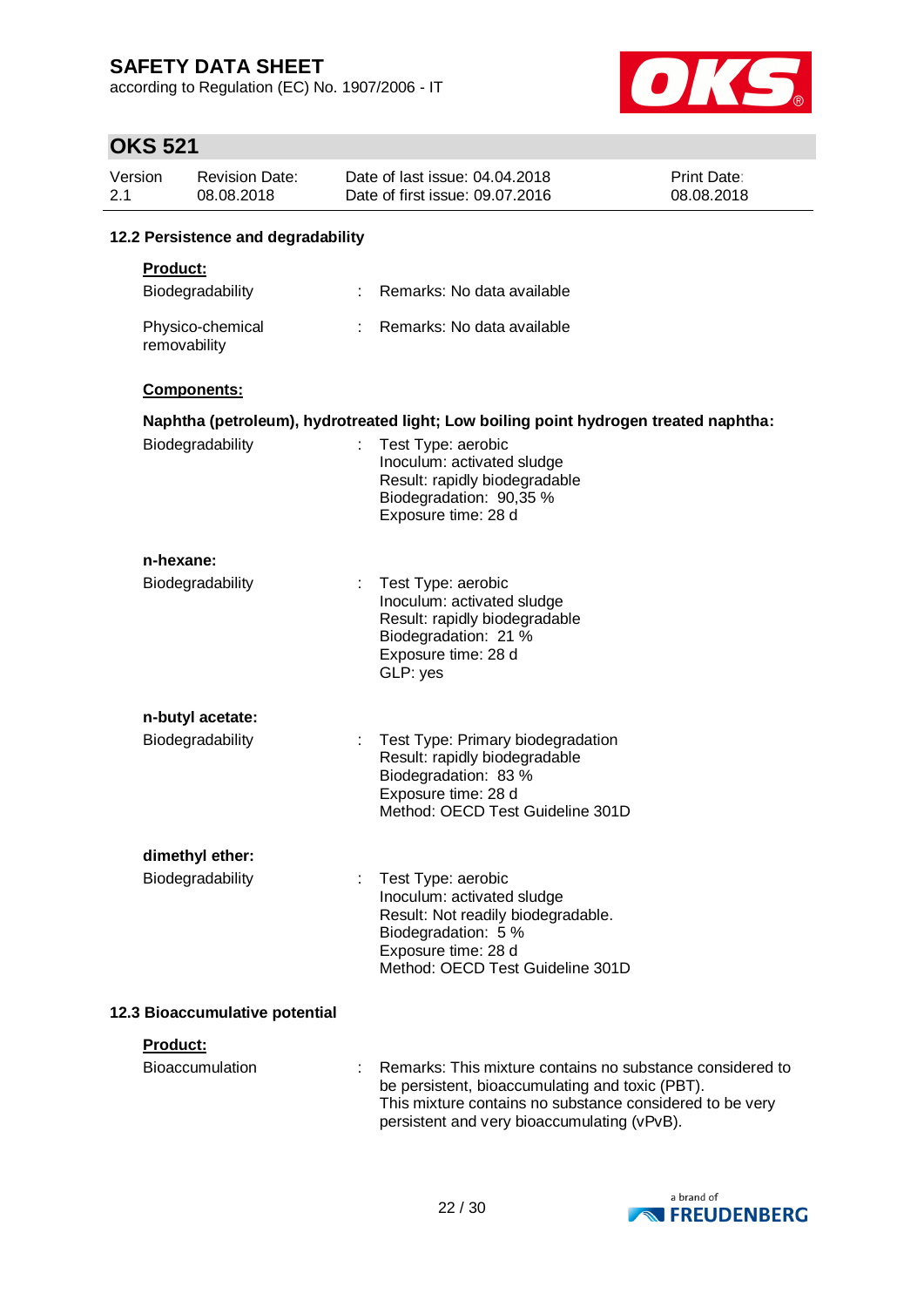### 12.2 Persistence and degradability

**Product:**

| | | |
|---|---|---|
| Biodegradability | : | Remarks: No data available |
| Physico-chemical removability | : | Remarks: No data available |

**Components:**

**Naphtha (petroleum), hydrotreated light; Low boiling point hydrogen treated naphtha:**

Biodegradability : Test Type: aerobic
Inoculum: activated sludge
Result: rapidly biodegradable
Biodegradation: 90,35 %
Exposure time: 28 d

**n-hexane:**

Biodegradability : Test Type: aerobic
Inoculum: activated sludge
Result: rapidly biodegradable
Biodegradation: 21 %
Exposure time: 28 d
GLP: yes

**n-butyl acetate:**

Biodegradability : Test Type: Primary biodegradation
Result: rapidly biodegradable
Biodegradation: 83 %
Exposure time: 28 d
Method: OECD Test Guideline 301D

**dimethyl ether:**

Biodegradability : Test Type: aerobic
Inoculum: activated sludge
Result: Not readily biodegradable.
Biodegradation: 5 %
Exposure time: 28 d
Method: OECD Test Guideline 301D

### 12.3 Bioaccumulative potential

**Product:**

Bioaccumulation : Remarks: This mixture contains no substance considered to be persistent, bioaccumulating and toxic (PBT).
This mixture contains no substance considered to be very persistent and very bioaccumulating (vPvB).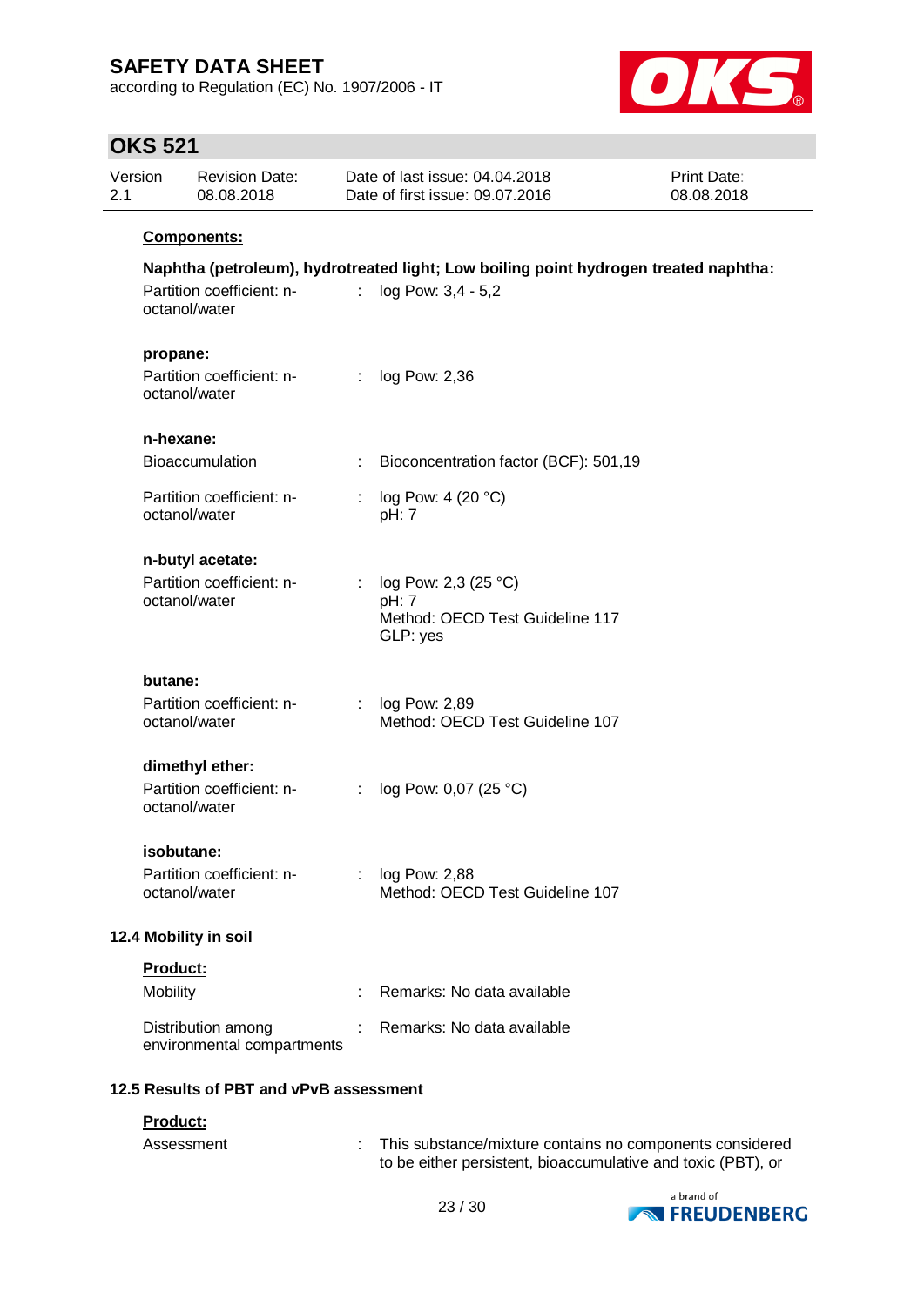**Components:**

**Naphtha (petroleum), hydrotreated light; Low boiling point hydrogen treated naphtha:**

Partition coefficient: n-octanol/water : log Pow: 3,4 - 5,2

**propane:**

Partition coefficient: n-octanol/water : log Pow: 2,36

**n-hexane:**

Bioaccumulation : Bioconcentration factor (BCF): 501,19

Partition coefficient: n-octanol/water : log Pow: 4 (20 °C)
pH: 7

**n-butyl acetate:**

Partition coefficient: n-octanol/water : log Pow: 2,3 (25 °C)
pH: 7
Method: OECD Test Guideline 117
GLP: yes

**butane:**

Partition coefficient: n-octanol/water : log Pow: 2,89
Method: OECD Test Guideline 107

**dimethyl ether:**

Partition coefficient: n-octanol/water : log Pow: 0,07 (25 °C)

**isobutane:**

Partition coefficient: n-octanol/water : log Pow: 2,88
Method: OECD Test Guideline 107

## 12.4 Mobility in soil

**Product:**

Mobility : Remarks: No data available

Distribution among environmental compartments : Remarks: No data available

## 12.5 Results of PBT and vPvB assessment

**Product:**

Assessment : This substance/mixture contains no components considered to be either persistent, bioaccumulative and toxic (PBT), or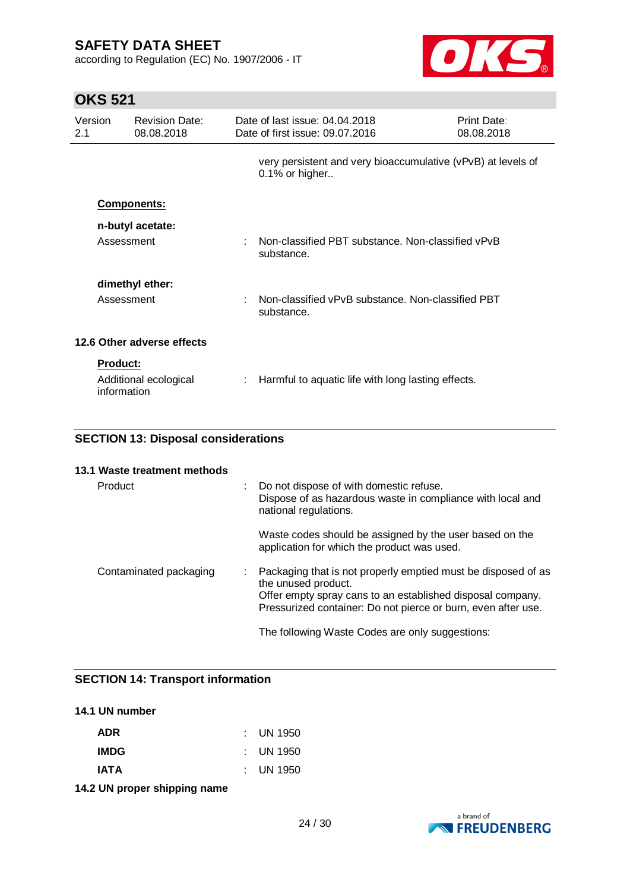very persistent and very bioaccumulative (vPvB) at levels of 0.1% or higher..

**Components:**

**n-butyl acetate:**

| | | |
|---|---|---|
| Assessment | : | Non-classified PBT substance. Non-classified vPvB substance. |

**dimethyl ether:**

| | | |
|---|---|---|
| Assessment | : | Non-classified vPvB substance. Non-classified PBT substance. |

### 12.6 Other adverse effects

**Product:**

| | | |
|---|---|---|
| Additional ecological information | : | Harmful to aquatic life with long lasting effects. |

## SECTION 13: Disposal considerations

### 13.1 Waste treatment methods

| | | |
|---|---|---|
| Product | : | Do not dispose of with domestic refuse.<br>Dispose of as hazardous waste in compliance with local and national regulations.<br><br>Waste codes should be assigned by the user based on the application for which the product was used. |
| Contaminated packaging | : | Packaging that is not properly emptied must be disposed of as the unused product.<br>Offer empty spray cans to an established disposal company.<br>Pressurized container: Do not pierce or burn, even after use.<br><br>The following Waste Codes are only suggestions: |

## SECTION 14: Transport information

### 14.1 UN number

| | | |
|---|---|---|
| **ADR** | : | UN 1950 |
| **IMDG** | : | UN 1950 |
| **IATA** | : | UN 1950 |

### 14.2 UN proper shipping name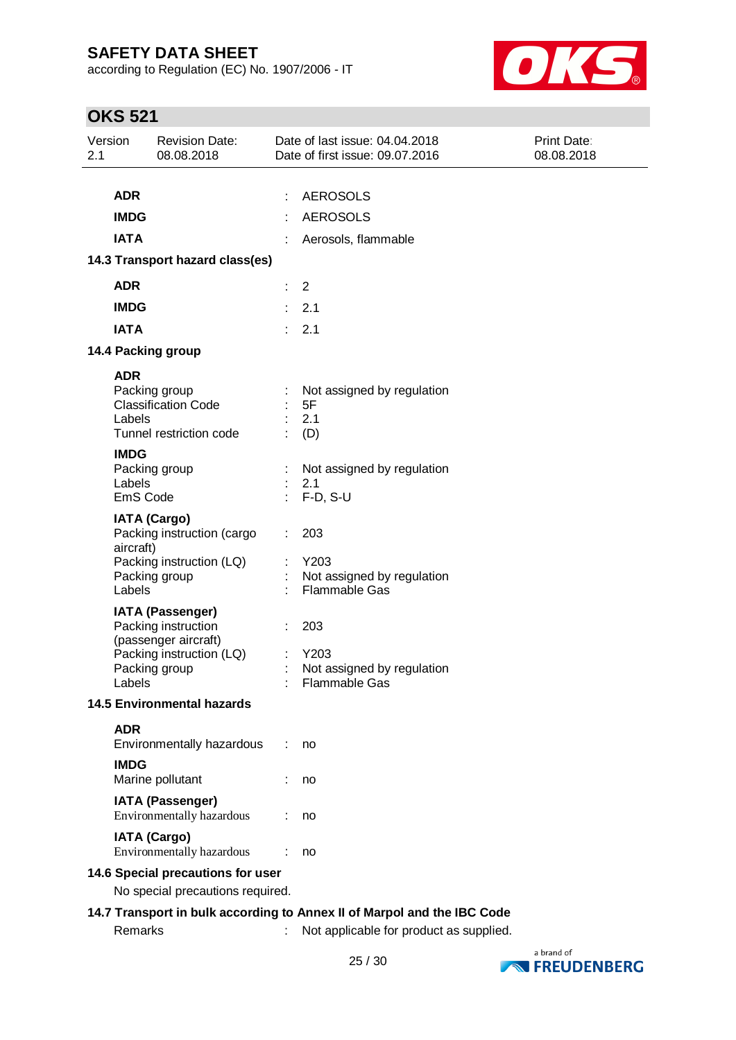| | | |
|---|---|---|
| **ADR** | : | AEROSOLS |
| **IMDG** | : | AEROSOLS |
| **IATA** | : | Aerosols, flammable |

**14.3 Transport hazard class(es)**

| | | |
|---|---|---|
| **ADR** | : | 2 |
| **IMDG** | : | 2.1 |
| **IATA** | : | 2.1 |

**14.4 Packing group**

**ADR**

| | | |
|---|---|---|
| Packing group | : | Not assigned by regulation |
| Classification Code | : | 5F |
| Labels | : | 2.1 |
| Tunnel restriction code | : | (D) |

**IMDG**

| | | |
|---|---|---|
| Packing group | : | Not assigned by regulation |
| Labels | : | 2.1 |
| EmS Code | : | F-D, S-U |

**IATA (Cargo)**

| | | |
|---|---|---|
| Packing instruction (cargo aircraft) | : | 203 |
| Packing instruction (LQ) | : | Y203 |
| Packing group | : | Not assigned by regulation |
| Labels | : | Flammable Gas |

**IATA (Passenger)**

| | | |
|---|---|---|
| Packing instruction (passenger aircraft) | : | 203 |
| Packing instruction (LQ) | : | Y203 |
| Packing group | : | Not assigned by regulation |
| Labels | : | Flammable Gas |

**14.5 Environmental hazards**

**ADR**

| | | |
|---|---|---|
| Environmentally hazardous | : | no |

**IMDG**

| | | |
|---|---|---|
| Marine pollutant | : | no |

**IATA (Passenger)**

| | | |
|---|---|---|
| Environmentally hazardous | : | no |

**IATA (Cargo)**

| | | |
|---|---|---|
| Environmentally hazardous | : | no |

**14.6 Special precautions for user**

No special precautions required.

**14.7 Transport in bulk according to Annex II of Marpol and the IBC Code**

| | | |
|---|---|---|
| Remarks | : | Not applicable for product as supplied. |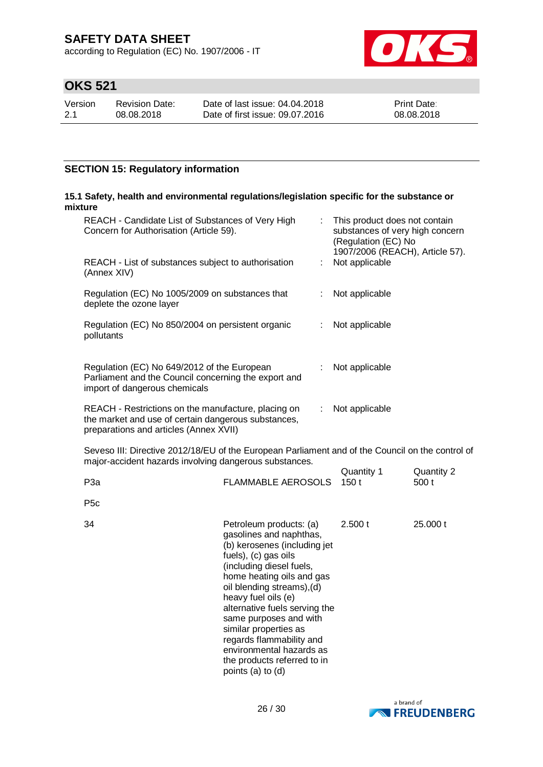## SECTION 15: Regulatory information

### 15.1 Safety, health and environmental regulations/legislation specific for the substance or mixture

| | | |
|---|---|---|
| REACH - Candidate List of Substances of Very High Concern for Authorisation (Article 59). | : | This product does not contain substances of very high concern (Regulation (EC) No 1907/2006 (REACH), Article 57). |
| REACH - List of substances subject to authorisation (Annex XIV) | : | Not applicable |
| Regulation (EC) No 1005/2009 on substances that deplete the ozone layer | : | Not applicable |
| Regulation (EC) No 850/2004 on persistent organic pollutants | : | Not applicable |
| Regulation (EC) No 649/2012 of the European Parliament and the Council concerning the export and import of dangerous chemicals | : | Not applicable |
| REACH - Restrictions on the manufacture, placing on the market and use of certain dangerous substances, preparations and articles (Annex XVII) | : | Not applicable |

Seveso III: Directive 2012/18/EU of the European Parliament and of the Council on the control of major-accident hazards involving dangerous substances.

| | | Quantity 1 | Quantity 2 |
|---|---|---|---|
| P3a | FLAMMABLE AEROSOLS | 150 t | 500 t |
| P5c | | | |
| 34 | Petroleum products: (a) gasolines and naphthas, (b) kerosenes (including jet fuels), (c) gas oils (including diesel fuels, home heating oils and gas oil blending streams),(d) heavy fuel oils (e) alternative fuels serving the same purposes and with similar properties as regards flammability and environmental hazards as the products referred to in points (a) to (d) | 2.500 t | 25.000 t |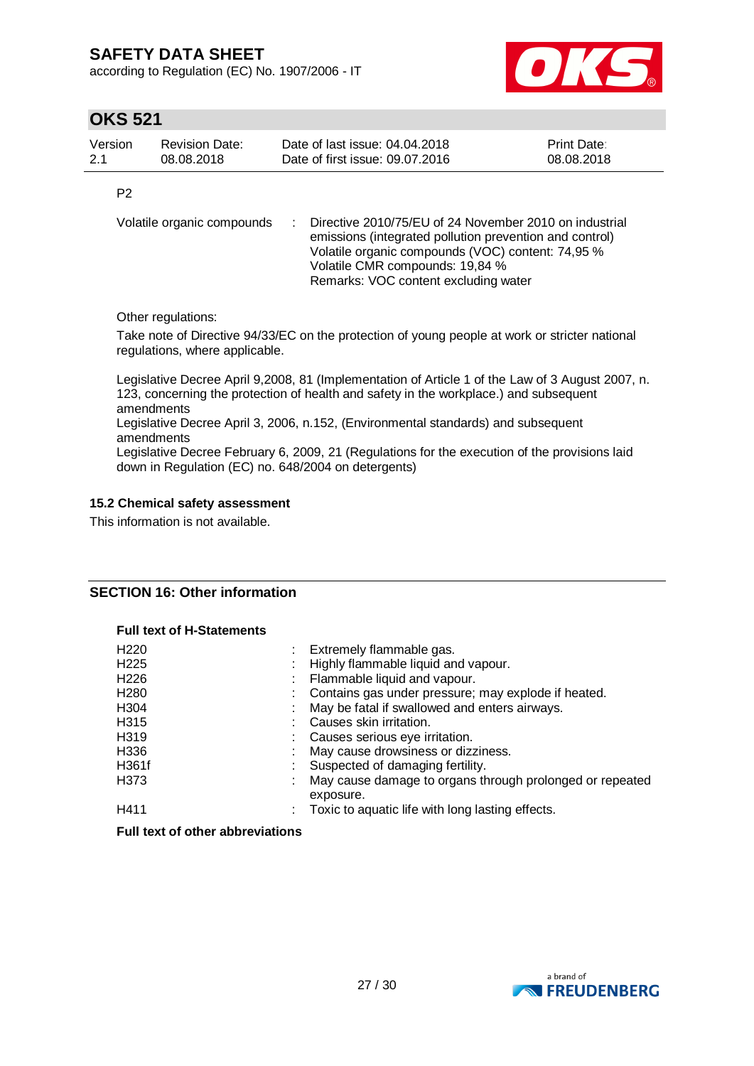P2

| | | |
|---|---|---|
| Volatile organic compounds | : | Directive 2010/75/EU of 24 November 2010 on industrial emissions (integrated pollution prevention and control)<br>Volatile organic compounds (VOC) content: 74,95 %<br>Volatile CMR compounds: 19,84 %<br>Remarks: VOC content excluding water |

Other regulations:

Take note of Directive 94/33/EC on the protection of young people at work or stricter national regulations, where applicable.

Legislative Decree April 9,2008, 81 (Implementation of Article 1 of the Law of 3 August 2007, n. 123, concerning the protection of health and safety in the workplace.) and subsequent amendments
Legislative Decree April 3, 2006, n.152, (Environmental standards) and subsequent amendments
Legislative Decree February 6, 2009, 21 (Regulations for the execution of the provisions laid down in Regulation (EC) no. 648/2004 on detergents)

### 15.2 Chemical safety assessment

This information is not available.

## SECTION 16: Other information

**Full text of H-Statements**

| | | |
|---|---|---|
| H220 | : | Extremely flammable gas. |
| H225 | : | Highly flammable liquid and vapour. |
| H226 | : | Flammable liquid and vapour. |
| H280 | : | Contains gas under pressure; may explode if heated. |
| H304 | : | May be fatal if swallowed and enters airways. |
| H315 | : | Causes skin irritation. |
| H319 | : | Causes serious eye irritation. |
| H336 | : | May cause drowsiness or dizziness. |
| H361f | : | Suspected of damaging fertility. |
| H373 | : | May cause damage to organs through prolonged or repeated exposure. |
| H411 | : | Toxic to aquatic life with long lasting effects. |

**Full text of other abbreviations**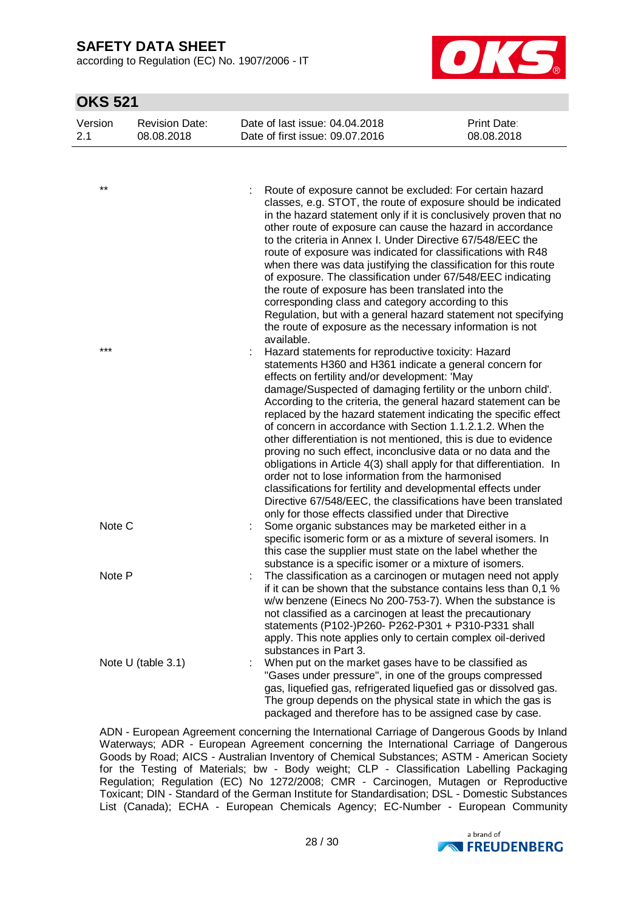| | | |
|---|---|---|
| ** | : | Route of exposure cannot be excluded: For certain hazard classes, e.g. STOT, the route of exposure should be indicated in the hazard statement only if it is conclusively proven that no other route of exposure can cause the hazard in accordance to the criteria in Annex I. Under Directive 67/548/EEC the route of exposure was indicated for classifications with R48 when there was data justifying the classification for this route of exposure. The classification under 67/548/EEC indicating the route of exposure has been translated into the corresponding class and category according to this Regulation, but with a general hazard statement not specifying the route of exposure as the necessary information is not available. |
| *** | : | Hazard statements for reproductive toxicity: Hazard statements H360 and H361 indicate a general concern for effects on fertility and/or development: 'May damage/Suspected of damaging fertility or the unborn child'. According to the criteria, the general hazard statement can be replaced by the hazard statement indicating the specific effect of concern in accordance with Section 1.1.2.1.2. When the other differentiation is not mentioned, this is due to evidence proving no such effect, inconclusive data or no data and the obligations in Article 4(3) shall apply for that differentiation. In order not to lose information from the harmonised classifications for fertility and developmental effects under Directive 67/548/EEC, the classifications have been translated only for those effects classified under that Directive |
| Note C | : | Some organic substances may be marketed either in a specific isomeric form or as a mixture of several isomers. In this case the supplier must state on the label whether the substance is a specific isomer or a mixture of isomers. |
| Note P | : | The classification as a carcinogen or mutagen need not apply if it can be shown that the substance contains less than 0,1 % w/w benzene (Einecs No 200-753-7). When the substance is not classified as a carcinogen at least the precautionary statements (P102-)P260- P262-P301 + P310-P331 shall apply. This note applies only to certain complex oil-derived substances in Part 3. |
| Note U (table 3.1) | : | When put on the market gases have to be classified as "Gases under pressure", in one of the groups compressed gas, liquefied gas, refrigerated liquefied gas or dissolved gas. The group depends on the physical state in which the gas is packaged and therefore has to be assigned case by case. |

ADN - European Agreement concerning the International Carriage of Dangerous Goods by Inland Waterways; ADR - European Agreement concerning the International Carriage of Dangerous Goods by Road; AICS - Australian Inventory of Chemical Substances; ASTM - American Society for the Testing of Materials; bw - Body weight; CLP - Classification Labelling Packaging Regulation; Regulation (EC) No 1272/2008; CMR - Carcinogen, Mutagen or Reproductive Toxicant; DIN - Standard of the German Institute for Standardisation; DSL - Domestic Substances List (Canada); ECHA - European Chemicals Agency; EC-Number - European Community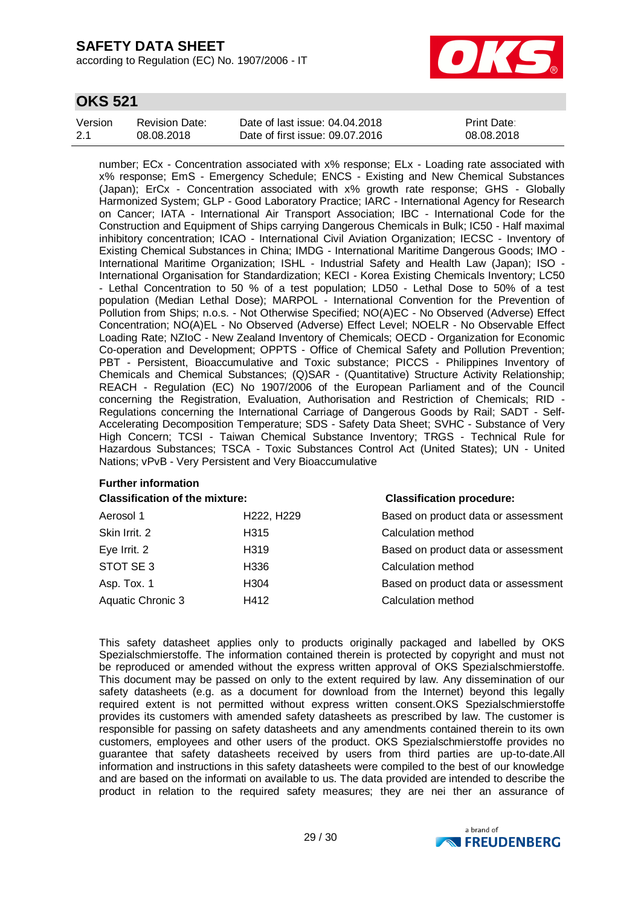number; ECx - Concentration associated with x% response; ELx - Loading rate associated with x% response; EmS - Emergency Schedule; ENCS - Existing and New Chemical Substances (Japan); ErCx - Concentration associated with x% growth rate response; GHS - Globally Harmonized System; GLP - Good Laboratory Practice; IARC - International Agency for Research on Cancer; IATA - International Air Transport Association; IBC - International Code for the Construction and Equipment of Ships carrying Dangerous Chemicals in Bulk; IC50 - Half maximal inhibitory concentration; ICAO - International Civil Aviation Organization; IECSC - Inventory of Existing Chemical Substances in China; IMDG - International Maritime Dangerous Goods; IMO - International Maritime Organization; ISHL - Industrial Safety and Health Law (Japan); ISO - International Organisation for Standardization; KECI - Korea Existing Chemicals Inventory; LC50 - Lethal Concentration to 50 % of a test population; LD50 - Lethal Dose to 50% of a test population (Median Lethal Dose); MARPOL - International Convention for the Prevention of Pollution from Ships; n.o.s. - Not Otherwise Specified; NO(A)EC - No Observed (Adverse) Effect Concentration; NO(A)EL - No Observed (Adverse) Effect Level; NOELR - No Observable Effect Loading Rate; NZIoC - New Zealand Inventory of Chemicals; OECD - Organization for Economic Co-operation and Development; OPPTS - Office of Chemical Safety and Pollution Prevention; PBT - Persistent, Bioaccumulative and Toxic substance; PICCS - Philippines Inventory of Chemicals and Chemical Substances; (Q)SAR - (Quantitative) Structure Activity Relationship; REACH - Regulation (EC) No 1907/2006 of the European Parliament and of the Council concerning the Registration, Evaluation, Authorisation and Restriction of Chemicals; RID - Regulations concerning the International Carriage of Dangerous Goods by Rail; SADT - Self-Accelerating Decomposition Temperature; SDS - Safety Data Sheet; SVHC - Substance of Very High Concern; TCSI - Taiwan Chemical Substance Inventory; TRGS - Technical Rule for Hazardous Substances; TSCA - Toxic Substances Control Act (United States); UN - United Nations; vPvB - Very Persistent and Very Bioaccumulative

**Further information**

| **Classification of the mixture:** | | **Classification procedure:** |
|---|---|---|
| Aerosol 1 | H222, H229 | Based on product data or assessment |
| Skin Irrit. 2 | H315 | Calculation method |
| Eye Irrit. 2 | H319 | Based on product data or assessment |
| STOT SE 3 | H336 | Calculation method |
| Asp. Tox. 1 | H304 | Based on product data or assessment |
| Aquatic Chronic 3 | H412 | Calculation method |

This safety datasheet applies only to products originally packaged and labelled by OKS Spezialschmierstoffe. The information contained therein is protected by copyright and must not be reproduced or amended without the express written approval of OKS Spezialschmierstoffe. This document may be passed on only to the extent required by law. Any dissemination of our safety datasheets (e.g. as a document for download from the Internet) beyond this legally required extent is not permitted without express written consent.OKS Spezialschmierstoffe provides its customers with amended safety datasheets as prescribed by law. The customer is responsible for passing on safety datasheets and any amendments contained therein to its own customers, employees and other users of the product. OKS Spezialschmierstoffe provides no guarantee that safety datasheets received by users from third parties are up-to-date.All information and instructions in this safety datasheets were compiled to the best of our knowledge and are based on the informati on available to us. The data provided are intended to describe the product in relation to the required safety measures; they are nei ther an assurance of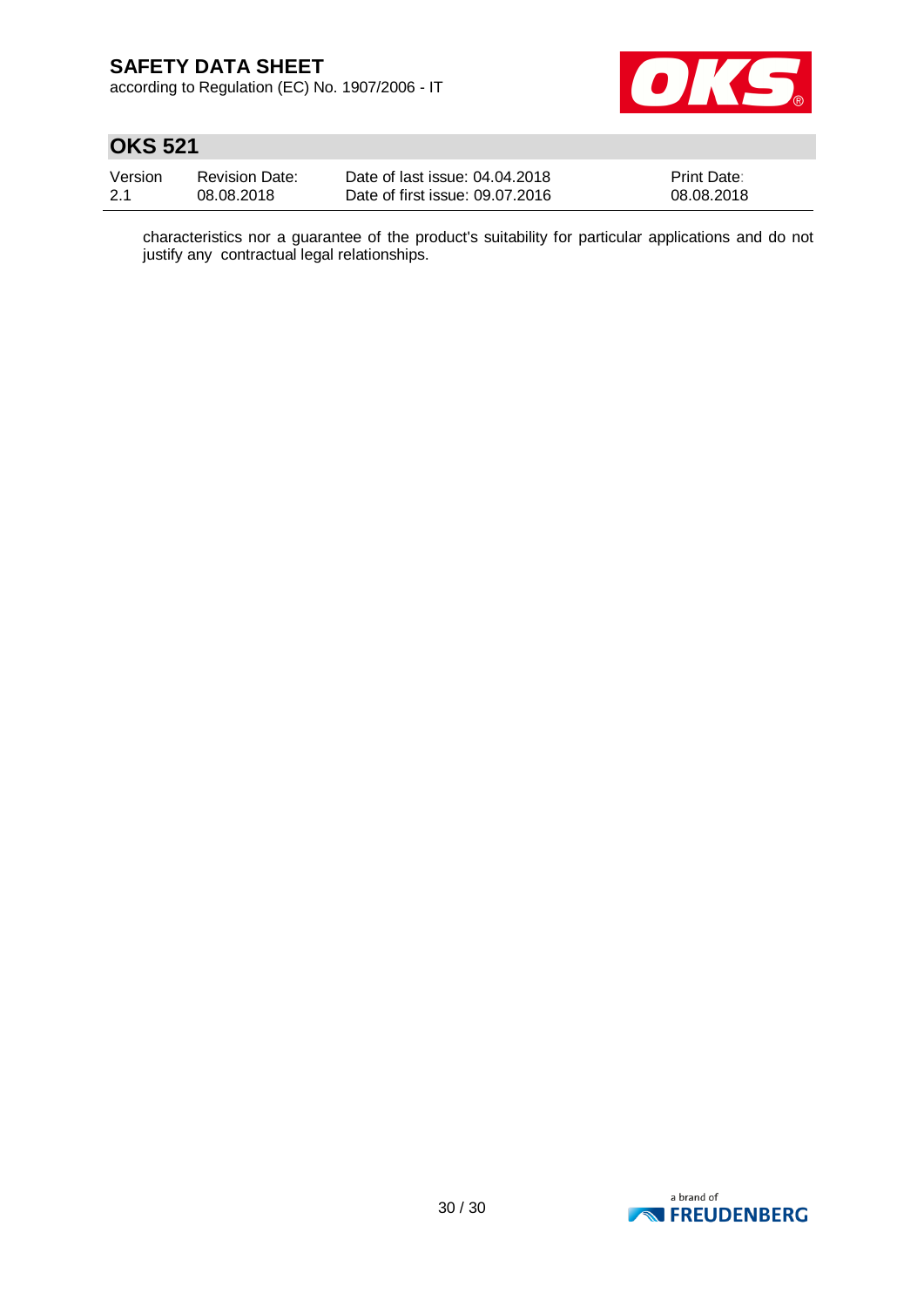characteristics nor a guarantee of the product's suitability for particular applications and do not justify any contractual legal relationships.